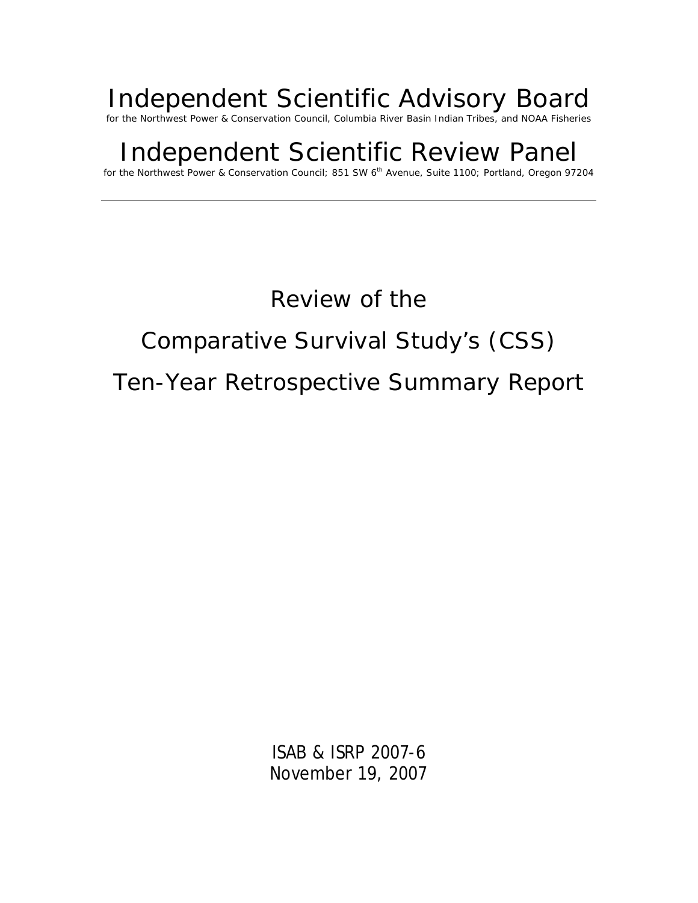# Independent Scientific Advisory Board

for the Northwest Power & Conservation Council, Columbia River Basin Indian Tribes, and NOAA Fisheries

# Independent Scientific Review Panel

for the Northwest Power & Conservation Council; 851 SW 6th Avenue, Suite 1100; Portland, Oregon 97204

---

# Review of the Comparative Survival Study's (CSS) Ten-Year Retrospective Summary Report

ISAB & ISRP 2007-6
November 19, 2007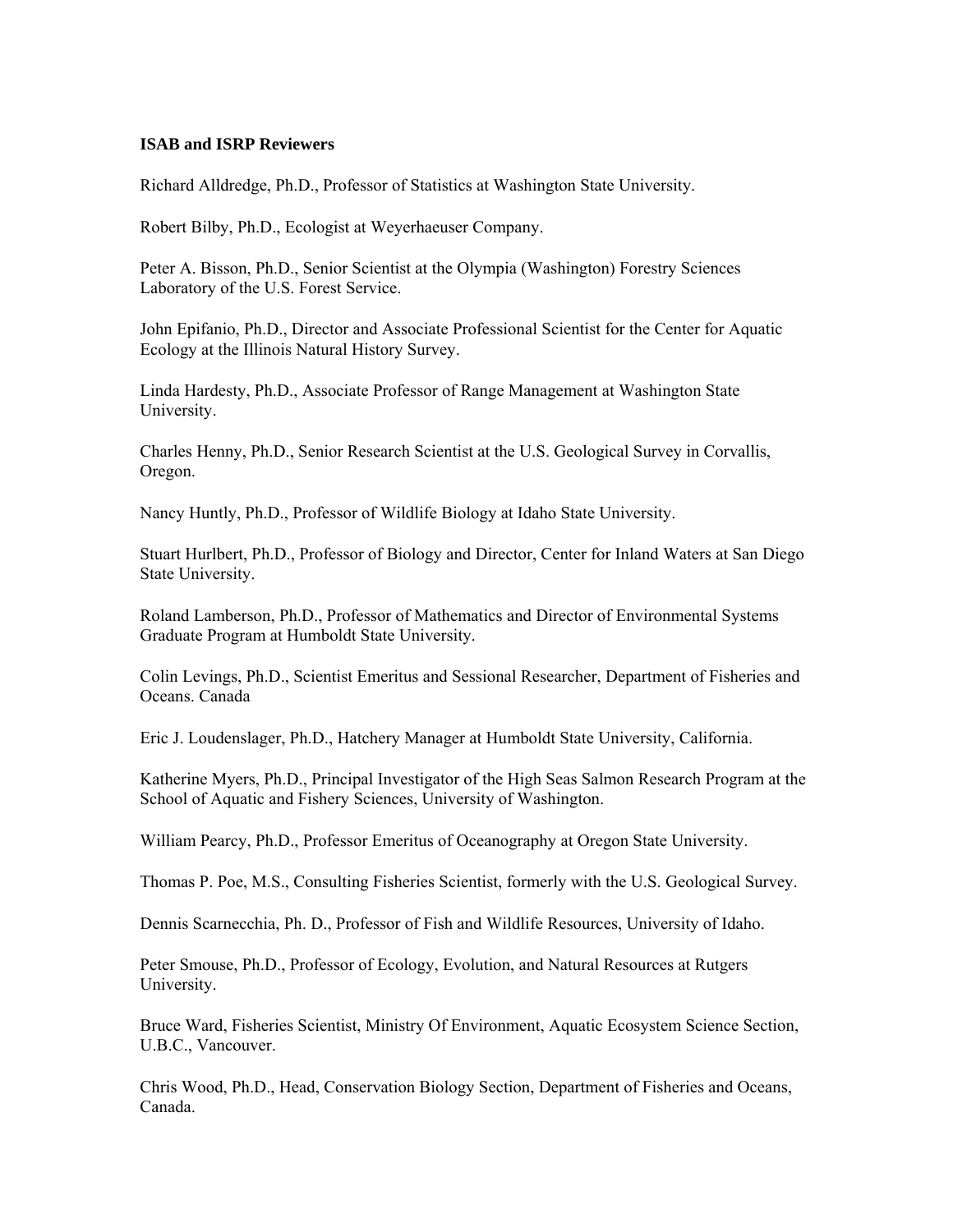**ISAB and ISRP Reviewers**

Richard Alldredge, Ph.D., Professor of Statistics at Washington State University.

Robert Bilby, Ph.D., Ecologist at Weyerhaeuser Company.

Peter A. Bisson, Ph.D., Senior Scientist at the Olympia (Washington) Forestry Sciences Laboratory of the U.S. Forest Service.

John Epifanio, Ph.D., Director and Associate Professional Scientist for the Center for Aquatic Ecology at the Illinois Natural History Survey.

Linda Hardesty, Ph.D., Associate Professor of Range Management at Washington State University.

Charles Henny, Ph.D., Senior Research Scientist at the U.S. Geological Survey in Corvallis, Oregon.

Nancy Huntly, Ph.D., Professor of Wildlife Biology at Idaho State University.

Stuart Hurlbert, Ph.D., Professor of Biology and Director, Center for Inland Waters at San Diego State University.

Roland Lamberson, Ph.D., Professor of Mathematics and Director of Environmental Systems Graduate Program at Humboldt State University.

Colin Levings, Ph.D., Scientist Emeritus and Sessional Researcher, Department of Fisheries and Oceans. Canada

Eric J. Loudenslager, Ph.D., Hatchery Manager at Humboldt State University, California.

Katherine Myers, Ph.D., Principal Investigator of the High Seas Salmon Research Program at the School of Aquatic and Fishery Sciences, University of Washington.

William Pearcy, Ph.D., Professor Emeritus of Oceanography at Oregon State University.

Thomas P. Poe, M.S., Consulting Fisheries Scientist, formerly with the U.S. Geological Survey.

Dennis Scarnecchia, Ph. D., Professor of Fish and Wildlife Resources, University of Idaho.

Peter Smouse, Ph.D., Professor of Ecology, Evolution, and Natural Resources at Rutgers University.

Bruce Ward, Fisheries Scientist, Ministry Of Environment, Aquatic Ecosystem Science Section, U.B.C., Vancouver.

Chris Wood, Ph.D., Head, Conservation Biology Section, Department of Fisheries and Oceans, Canada.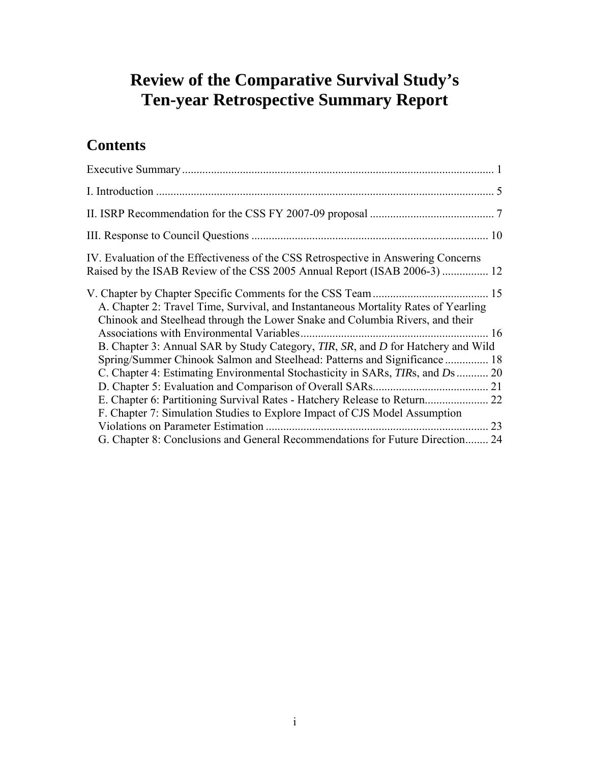# Review of the Comparative Survival Study's Ten-year Retrospective Summary Report

## Contents

Executive Summary ........................................................................................................... 1

I. Introduction .................................................................................................................... 5

II. ISRP Recommendation for the CSS FY 2007-09 proposal ........................................... 7

III. Response to Council Questions ................................................................................. 10

IV. Evaluation of the Effectiveness of the CSS Retrospective in Answering Concerns Raised by the ISAB Review of the CSS 2005 Annual Report (ISAB 2006-3) ................ 12

V. Chapter by Chapter Specific Comments for the CSS Team ........................................ 15

- A. Chapter 2: Travel Time, Survival, and Instantaneous Mortality Rates of Yearling Chinook and Steelhead through the Lower Snake and Columbia Rivers, and their Associations with Environmental Variables ................................................................. 16
- B. Chapter 3: Annual SAR by Study Category, *TIR*, *SR*, and *D* for Hatchery and Wild Spring/Summer Chinook Salmon and Steelhead: Patterns and Significance ............... 18
- C. Chapter 4: Estimating Environmental Stochasticity in SARs, *TIR*s, and *D*s ........... 20
- D. Chapter 5: Evaluation and Comparison of Overall SARs........................................ 21
- E. Chapter 6: Partitioning Survival Rates - Hatchery Release to Return...................... 22
- F. Chapter 7: Simulation Studies to Explore Impact of CJS Model Assumption Violations on Parameter Estimation ............................................................................. 23
- G. Chapter 8: Conclusions and General Recommendations for Future Direction........ 24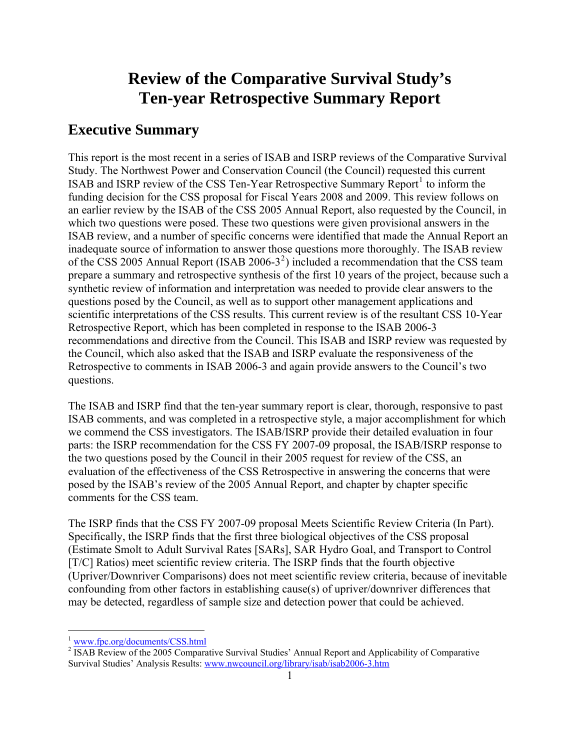# Review of the Comparative Survival Study's Ten-year Retrospective Summary Report

## Executive Summary

This report is the most recent in a series of ISAB and ISRP reviews of the Comparative Survival Study. The Northwest Power and Conservation Council (the Council) requested this current ISAB and ISRP review of the CSS Ten-Year Retrospective Summary Report[1] to inform the funding decision for the CSS proposal for Fiscal Years 2008 and 2009. This review follows on an earlier review by the ISAB of the CSS 2005 Annual Report, also requested by the Council, in which two questions were posed. These two questions were given provisional answers in the ISAB review, and a number of specific concerns were identified that made the Annual Report an inadequate source of information to answer those questions more thoroughly. The ISAB review of the CSS 2005 Annual Report (ISAB 2006-3[2]) included a recommendation that the CSS team prepare a summary and retrospective synthesis of the first 10 years of the project, because such a synthetic review of information and interpretation was needed to provide clear answers to the questions posed by the Council, as well as to support other management applications and scientific interpretations of the CSS results. This current review is of the resultant CSS 10-Year Retrospective Report, which has been completed in response to the ISAB 2006-3 recommendations and directive from the Council. This ISAB and ISRP review was requested by the Council, which also asked that the ISAB and ISRP evaluate the responsiveness of the Retrospective to comments in ISAB 2006-3 and again provide answers to the Council's two questions.

The ISAB and ISRP find that the ten-year summary report is clear, thorough, responsive to past ISAB comments, and was completed in a retrospective style, a major accomplishment for which we commend the CSS investigators. The ISAB/ISRP provide their detailed evaluation in four parts: the ISRP recommendation for the CSS FY 2007-09 proposal, the ISAB/ISRP response to the two questions posed by the Council in their 2005 request for review of the CSS, an evaluation of the effectiveness of the CSS Retrospective in answering the concerns that were posed by the ISAB's review of the 2005 Annual Report, and chapter by chapter specific comments for the CSS team.

The ISRP finds that the CSS FY 2007-09 proposal Meets Scientific Review Criteria (In Part). Specifically, the ISRP finds that the first three biological objectives of the CSS proposal (Estimate Smolt to Adult Survival Rates [SARs], SAR Hydro Goal, and Transport to Control [T/C] Ratios) meet scientific review criteria. The ISRP finds that the fourth objective (Upriver/Downriver Comparisons) does not meet scientific review criteria, because of inevitable confounding from other factors in establishing cause(s) of upriver/downriver differences that may be detected, regardless of sample size and detection power that could be achieved.

---

[1] www.fpc.org/documents/CSS.html

[2] ISAB Review of the 2005 Comparative Survival Studies' Annual Report and Applicability of Comparative Survival Studies' Analysis Results: www.nwcouncil.org/library/isab/isab2006-3.htm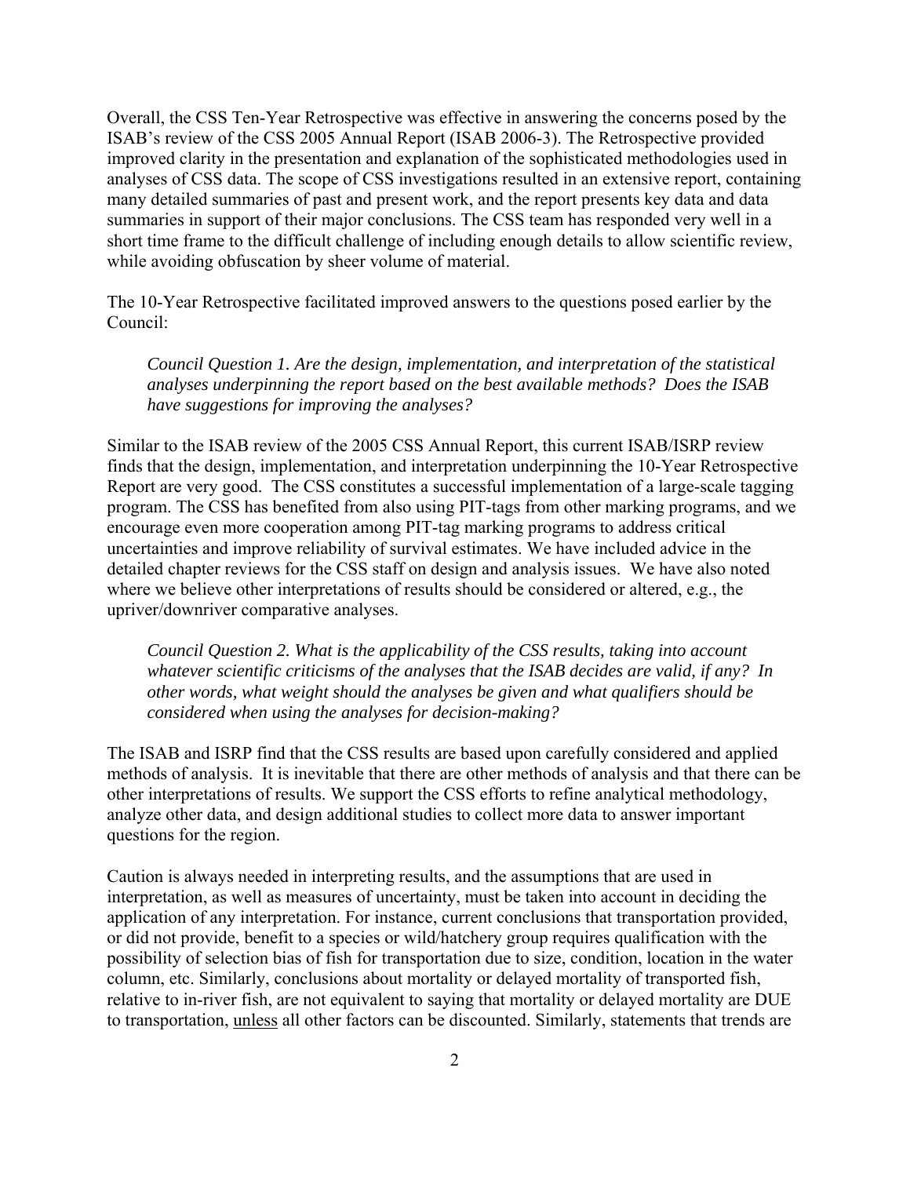Overall, the CSS Ten-Year Retrospective was effective in answering the concerns posed by the ISAB's review of the CSS 2005 Annual Report (ISAB 2006-3). The Retrospective provided improved clarity in the presentation and explanation of the sophisticated methodologies used in analyses of CSS data. The scope of CSS investigations resulted in an extensive report, containing many detailed summaries of past and present work, and the report presents key data and data summaries in support of their major conclusions. The CSS team has responded very well in a short time frame to the difficult challenge of including enough details to allow scientific review, while avoiding obfuscation by sheer volume of material.

The 10-Year Retrospective facilitated improved answers to the questions posed earlier by the Council:

> *Council Question 1. Are the design, implementation, and interpretation of the statistical analyses underpinning the report based on the best available methods? Does the ISAB have suggestions for improving the analyses?*

Similar to the ISAB review of the 2005 CSS Annual Report, this current ISAB/ISRP review finds that the design, implementation, and interpretation underpinning the 10-Year Retrospective Report are very good. The CSS constitutes a successful implementation of a large-scale tagging program. The CSS has benefited from also using PIT-tags from other marking programs, and we encourage even more cooperation among PIT-tag marking programs to address critical uncertainties and improve reliability of survival estimates. We have included advice in the detailed chapter reviews for the CSS staff on design and analysis issues. We have also noted where we believe other interpretations of results should be considered or altered, e.g., the upriver/downriver comparative analyses.

> *Council Question 2. What is the applicability of the CSS results, taking into account whatever scientific criticisms of the analyses that the ISAB decides are valid, if any? In other words, what weight should the analyses be given and what qualifiers should be considered when using the analyses for decision-making?*

The ISAB and ISRP find that the CSS results are based upon carefully considered and applied methods of analysis. It is inevitable that there are other methods of analysis and that there can be other interpretations of results. We support the CSS efforts to refine analytical methodology, analyze other data, and design additional studies to collect more data to answer important questions for the region.

Caution is always needed in interpreting results, and the assumptions that are used in interpretation, as well as measures of uncertainty, must be taken into account in deciding the application of any interpretation. For instance, current conclusions that transportation provided, or did not provide, benefit to a species or wild/hatchery group requires qualification with the possibility of selection bias of fish for transportation due to size, condition, location in the water column, etc. Similarly, conclusions about mortality or delayed mortality of transported fish, relative to in-river fish, are not equivalent to saying that mortality or delayed mortality are DUE to transportation, <u>unless</u> all other factors can be discounted. Similarly, statements that trends are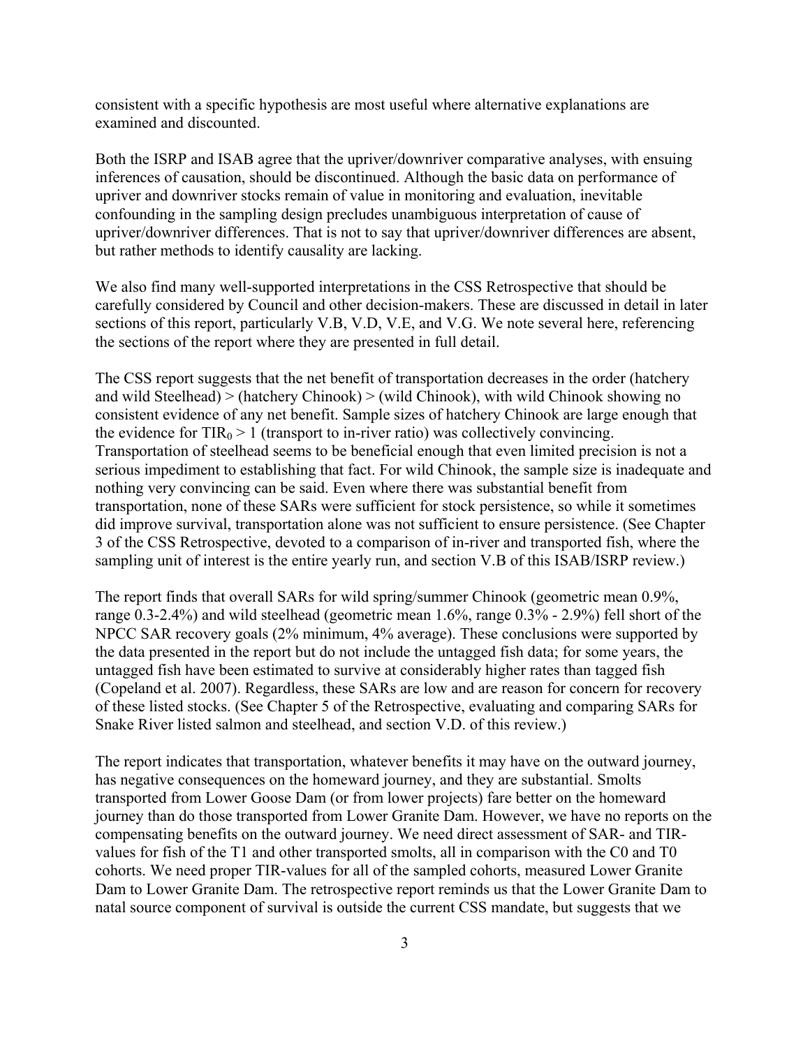consistent with a specific hypothesis are most useful where alternative explanations are examined and discounted.

Both the ISRP and ISAB agree that the upriver/downriver comparative analyses, with ensuing inferences of causation, should be discontinued. Although the basic data on performance of upriver and downriver stocks remain of value in monitoring and evaluation, inevitable confounding in the sampling design precludes unambiguous interpretation of cause of upriver/downriver differences. That is not to say that upriver/downriver differences are absent, but rather methods to identify causality are lacking.

We also find many well-supported interpretations in the CSS Retrospective that should be carefully considered by Council and other decision-makers. These are discussed in detail in later sections of this report, particularly V.B, V.D, V.E, and V.G. We note several here, referencing the sections of the report where they are presented in full detail.

The CSS report suggests that the net benefit of transportation decreases in the order (hatchery and wild Steelhead) > (hatchery Chinook) > (wild Chinook), with wild Chinook showing no consistent evidence of any net benefit. Sample sizes of hatchery Chinook are large enough that the evidence for $TIR_0 > 1$ (transport to in-river ratio) was collectively convincing. Transportation of steelhead seems to be beneficial enough that even limited precision is not a serious impediment to establishing that fact. For wild Chinook, the sample size is inadequate and nothing very convincing can be said. Even where there was substantial benefit from transportation, none of these SARs were sufficient for stock persistence, so while it sometimes did improve survival, transportation alone was not sufficient to ensure persistence. (See Chapter 3 of the CSS Retrospective, devoted to a comparison of in-river and transported fish, where the sampling unit of interest is the entire yearly run, and section V.B of this ISAB/ISRP review.)

The report finds that overall SARs for wild spring/summer Chinook (geometric mean 0.9%, range 0.3-2.4%) and wild steelhead (geometric mean 1.6%, range 0.3% - 2.9%) fell short of the NPCC SAR recovery goals (2% minimum, 4% average). These conclusions were supported by the data presented in the report but do not include the untagged fish data; for some years, the untagged fish have been estimated to survive at considerably higher rates than tagged fish (Copeland et al. 2007). Regardless, these SARs are low and are reason for concern for recovery of these listed stocks. (See Chapter 5 of the Retrospective, evaluating and comparing SARs for Snake River listed salmon and steelhead, and section V.D. of this review.)

The report indicates that transportation, whatever benefits it may have on the outward journey, has negative consequences on the homeward journey, and they are substantial. Smolts transported from Lower Goose Dam (or from lower projects) fare better on the homeward journey than do those transported from Lower Granite Dam. However, we have no reports on the compensating benefits on the outward journey. We need direct assessment of SAR- and TIR-values for fish of the T1 and other transported smolts, all in comparison with the C0 and T0 cohorts. We need proper TIR-values for all of the sampled cohorts, measured Lower Granite Dam to Lower Granite Dam. The retrospective report reminds us that the Lower Granite Dam to natal source component of survival is outside the current CSS mandate, but suggests that we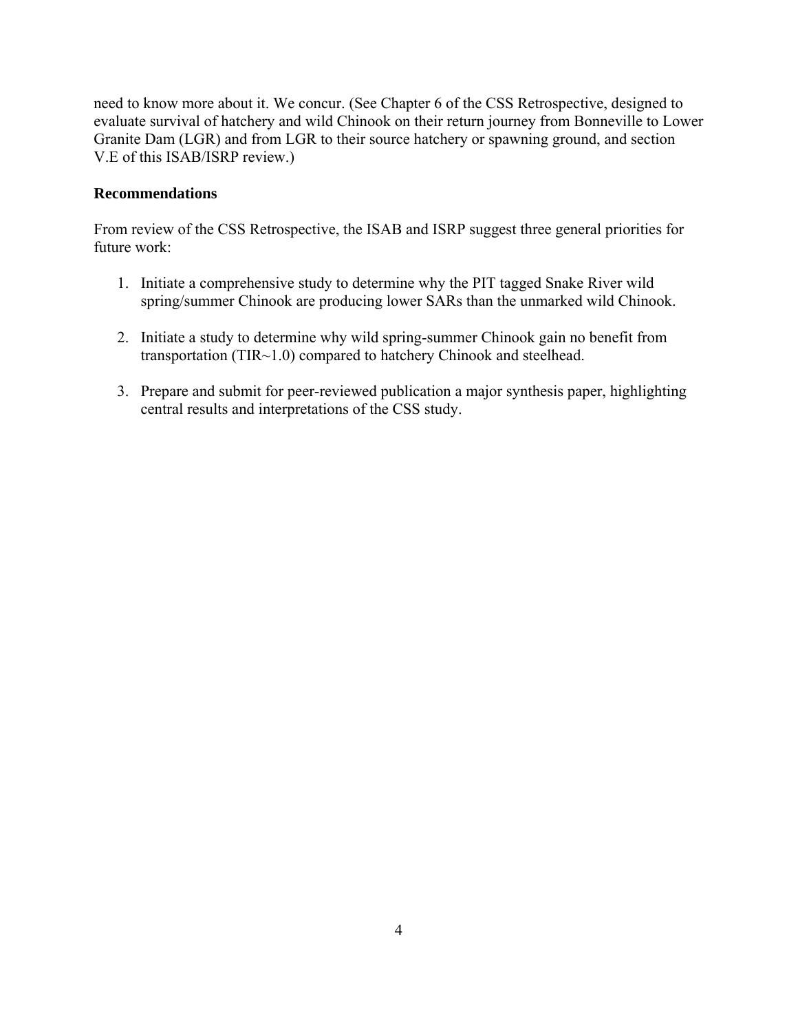need to know more about it. We concur. (See Chapter 6 of the CSS Retrospective, designed to evaluate survival of hatchery and wild Chinook on their return journey from Bonneville to Lower Granite Dam (LGR) and from LGR to their source hatchery or spawning ground, and section V.E of this ISAB/ISRP review.)

**Recommendations**

From review of the CSS Retrospective, the ISAB and ISRP suggest three general priorities for future work:

1. Initiate a comprehensive study to determine why the PIT tagged Snake River wild spring/summer Chinook are producing lower SARs than the unmarked wild Chinook.

2. Initiate a study to determine why wild spring-summer Chinook gain no benefit from transportation (TIR~1.0) compared to hatchery Chinook and steelhead.

3. Prepare and submit for peer-reviewed publication a major synthesis paper, highlighting central results and interpretations of the CSS study.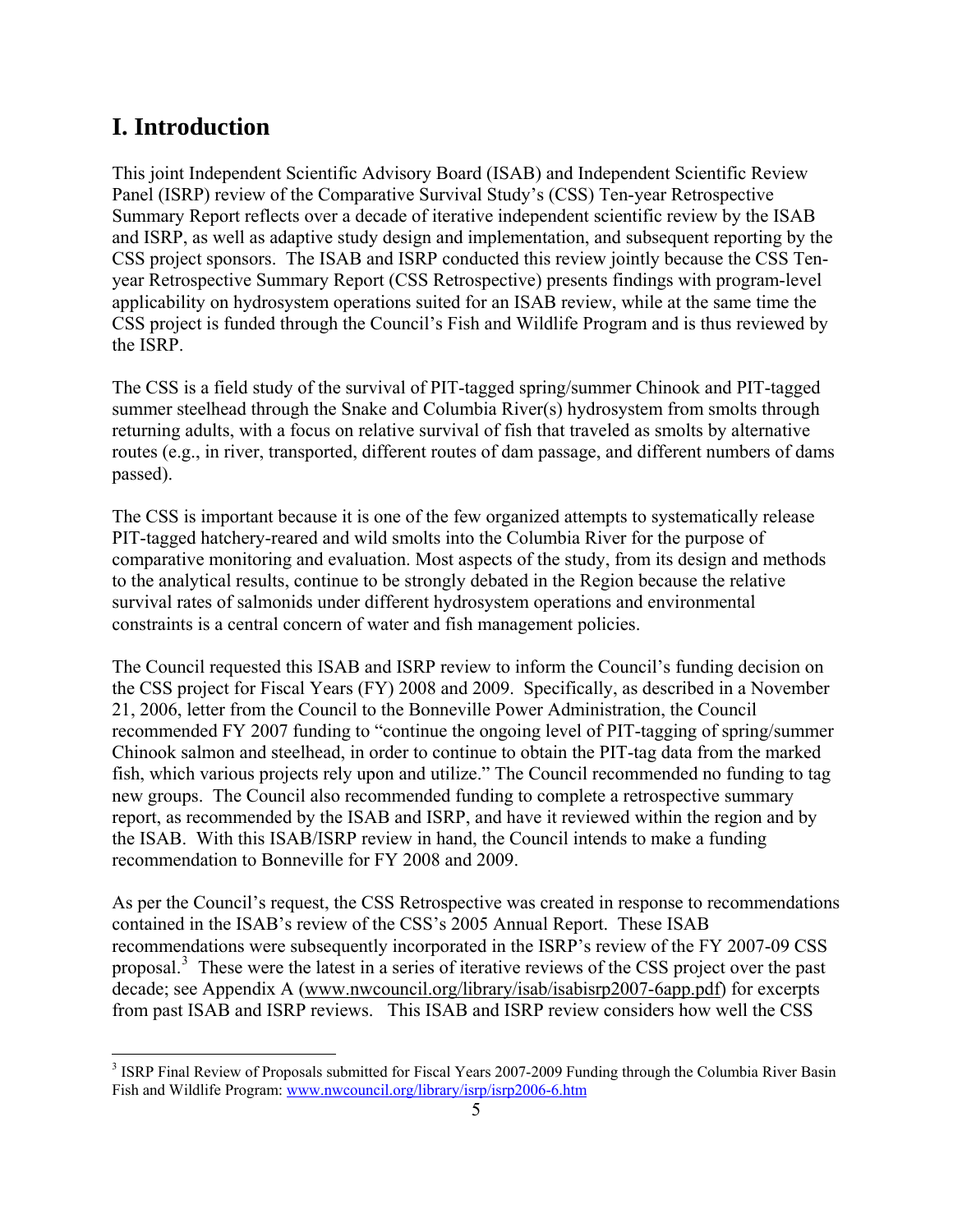# I. Introduction

This joint Independent Scientific Advisory Board (ISAB) and Independent Scientific Review Panel (ISRP) review of the Comparative Survival Study's (CSS) Ten-year Retrospective Summary Report reflects over a decade of iterative independent scientific review by the ISAB and ISRP, as well as adaptive study design and implementation, and subsequent reporting by the CSS project sponsors. The ISAB and ISRP conducted this review jointly because the CSS Ten-year Retrospective Summary Report (CSS Retrospective) presents findings with program-level applicability on hydrosystem operations suited for an ISAB review, while at the same time the CSS project is funded through the Council's Fish and Wildlife Program and is thus reviewed by the ISRP.

The CSS is a field study of the survival of PIT-tagged spring/summer Chinook and PIT-tagged summer steelhead through the Snake and Columbia River(s) hydrosystem from smolts through returning adults, with a focus on relative survival of fish that traveled as smolts by alternative routes (e.g., in river, transported, different routes of dam passage, and different numbers of dams passed).

The CSS is important because it is one of the few organized attempts to systematically release PIT-tagged hatchery-reared and wild smolts into the Columbia River for the purpose of comparative monitoring and evaluation. Most aspects of the study, from its design and methods to the analytical results, continue to be strongly debated in the Region because the relative survival rates of salmonids under different hydrosystem operations and environmental constraints is a central concern of water and fish management policies.

The Council requested this ISAB and ISRP review to inform the Council's funding decision on the CSS project for Fiscal Years (FY) 2008 and 2009. Specifically, as described in a November 21, 2006, letter from the Council to the Bonneville Power Administration, the Council recommended FY 2007 funding to "continue the ongoing level of PIT-tagging of spring/summer Chinook salmon and steelhead, in order to continue to obtain the PIT-tag data from the marked fish, which various projects rely upon and utilize." The Council recommended no funding to tag new groups. The Council also recommended funding to complete a retrospective summary report, as recommended by the ISAB and ISRP, and have it reviewed within the region and by the ISAB. With this ISAB/ISRP review in hand, the Council intends to make a funding recommendation to Bonneville for FY 2008 and 2009.

As per the Council's request, the CSS Retrospective was created in response to recommendations contained in the ISAB's review of the CSS's 2005 Annual Report. These ISAB recommendations were subsequently incorporated in the ISRP's review of the FY 2007-09 CSS proposal.[3] These were the latest in a series of iterative reviews of the CSS project over the past decade; see Appendix A (www.nwcouncil.org/library/isab/isabisrp2007-6app.pdf) for excerpts from past ISAB and ISRP reviews. This ISAB and ISRP review considers how well the CSS

[3] ISRP Final Review of Proposals submitted for Fiscal Years 2007-2009 Funding through the Columbia River Basin Fish and Wildlife Program: www.nwcouncil.org/library/isrp/isrp2006-6.htm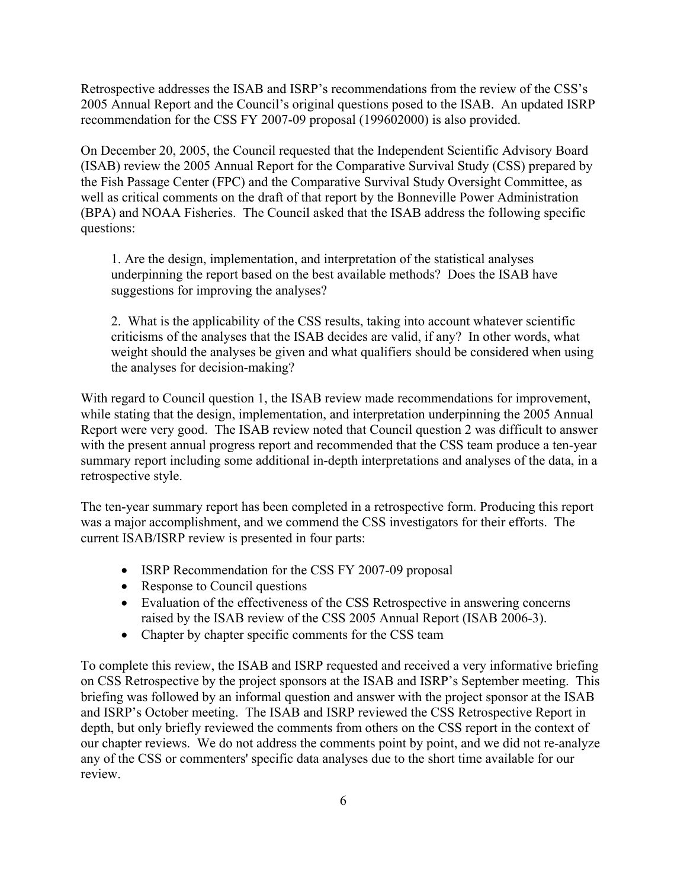Retrospective addresses the ISAB and ISRP's recommendations from the review of the CSS's 2005 Annual Report and the Council's original questions posed to the ISAB. An updated ISRP recommendation for the CSS FY 2007-09 proposal (199602000) is also provided.

On December 20, 2005, the Council requested that the Independent Scientific Advisory Board (ISAB) review the 2005 Annual Report for the Comparative Survival Study (CSS) prepared by the Fish Passage Center (FPC) and the Comparative Survival Study Oversight Committee, as well as critical comments on the draft of that report by the Bonneville Power Administration (BPA) and NOAA Fisheries. The Council asked that the ISAB address the following specific questions:

> 1. Are the design, implementation, and interpretation of the statistical analyses underpinning the report based on the best available methods? Does the ISAB have suggestions for improving the analyses?
>
> 2. What is the applicability of the CSS results, taking into account whatever scientific criticisms of the analyses that the ISAB decides are valid, if any? In other words, what weight should the analyses be given and what qualifiers should be considered when using the analyses for decision-making?

With regard to Council question 1, the ISAB review made recommendations for improvement, while stating that the design, implementation, and interpretation underpinning the 2005 Annual Report were very good. The ISAB review noted that Council question 2 was difficult to answer with the present annual progress report and recommended that the CSS team produce a ten-year summary report including some additional in-depth interpretations and analyses of the data, in a retrospective style.

The ten-year summary report has been completed in a retrospective form. Producing this report was a major accomplishment, and we commend the CSS investigators for their efforts. The current ISAB/ISRP review is presented in four parts:

- ISRP Recommendation for the CSS FY 2007-09 proposal
- Response to Council questions
- Evaluation of the effectiveness of the CSS Retrospective in answering concerns raised by the ISAB review of the CSS 2005 Annual Report (ISAB 2006-3).
- Chapter by chapter specific comments for the CSS team

To complete this review, the ISAB and ISRP requested and received a very informative briefing on CSS Retrospective by the project sponsors at the ISAB and ISRP's September meeting. This briefing was followed by an informal question and answer with the project sponsor at the ISAB and ISRP's October meeting. The ISAB and ISRP reviewed the CSS Retrospective Report in depth, but only briefly reviewed the comments from others on the CSS report in the context of our chapter reviews. We do not address the comments point by point, and we did not re-analyze any of the CSS or commenters' specific data analyses due to the short time available for our review.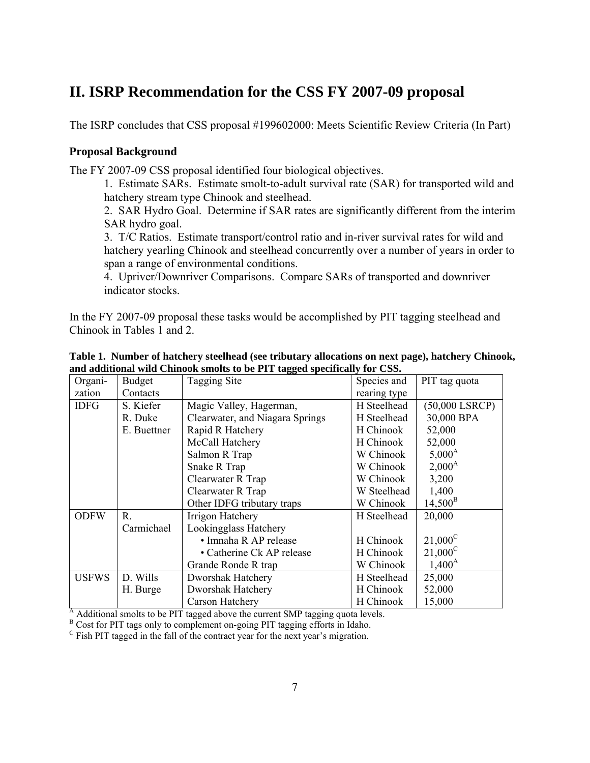## II. ISRP Recommendation for the CSS FY 2007-09 proposal

The ISRP concludes that CSS proposal #199602000: Meets Scientific Review Criteria (In Part)

### Proposal Background

The FY 2007-09 CSS proposal identified four biological objectives.

1. Estimate SARs. Estimate smolt-to-adult survival rate (SAR) for transported wild and hatchery stream type Chinook and steelhead.
2. SAR Hydro Goal. Determine if SAR rates are significantly different from the interim SAR hydro goal.
3. T/C Ratios. Estimate transport/control ratio and in-river survival rates for wild and hatchery yearling Chinook and steelhead concurrently over a number of years in order to span a range of environmental conditions.
4. Upriver/Downriver Comparisons. Compare SARs of transported and downriver indicator stocks.

In the FY 2007-09 proposal these tasks would be accomplished by PIT tagging steelhead and Chinook in Tables 1 and 2.

**Table 1. Number of hatchery steelhead (see tributary allocations on next page), hatchery Chinook, and additional wild Chinook smolts to be PIT tagged specifically for CSS.**

| Organi-zation | Budget Contacts | Tagging Site | Species and rearing type | PIT tag quota |
|---|---|---|---|---|
| IDFG | S. Kiefer | Magic Valley, Hagerman, | H Steelhead | (50,000 LSRCP) |
| | R. Duke | Clearwater, and Niagara Springs | H Steelhead | 30,000 BPA |
| | E. Buettner | Rapid R Hatchery | H Chinook | 52,000 |
| | | McCall Hatchery | H Chinook | 52,000 |
| | | Salmon R Trap | W Chinook | 5,000[A] |
| | | Snake R Trap | W Chinook | 2,000[A] |
| | | Clearwater R Trap | W Chinook | 3,200 |
| | | Clearwater R Trap | W Steelhead | 1,400 |
| | | Other IDFG tributary traps | W Chinook | 14,500[B] |
| ODFW | R. Carmichael | Irrigon Hatchery | H Steelhead | 20,000 |
| | | Lookingglass Hatchery | | |
| | | • Imnaha R AP release | H Chinook | 21,000[C] |
| | | • Catherine Ck AP release | H Chinook | 21,000[C] |
| | | Grande Ronde R trap | W Chinook | 1,400[A] |
| USFWS | D. Wills | Dworshak Hatchery | H Steelhead | 25,000 |
| | H. Burge | Dworshak Hatchery | H Chinook | 52,000 |
| | | Carson Hatchery | H Chinook | 15,000 |

[A] Additional smolts to be PIT tagged above the current SMP tagging quota levels.
[B] Cost for PIT tags only to complement on-going PIT tagging efforts in Idaho.
[C] Fish PIT tagged in the fall of the contract year for the next year's migration.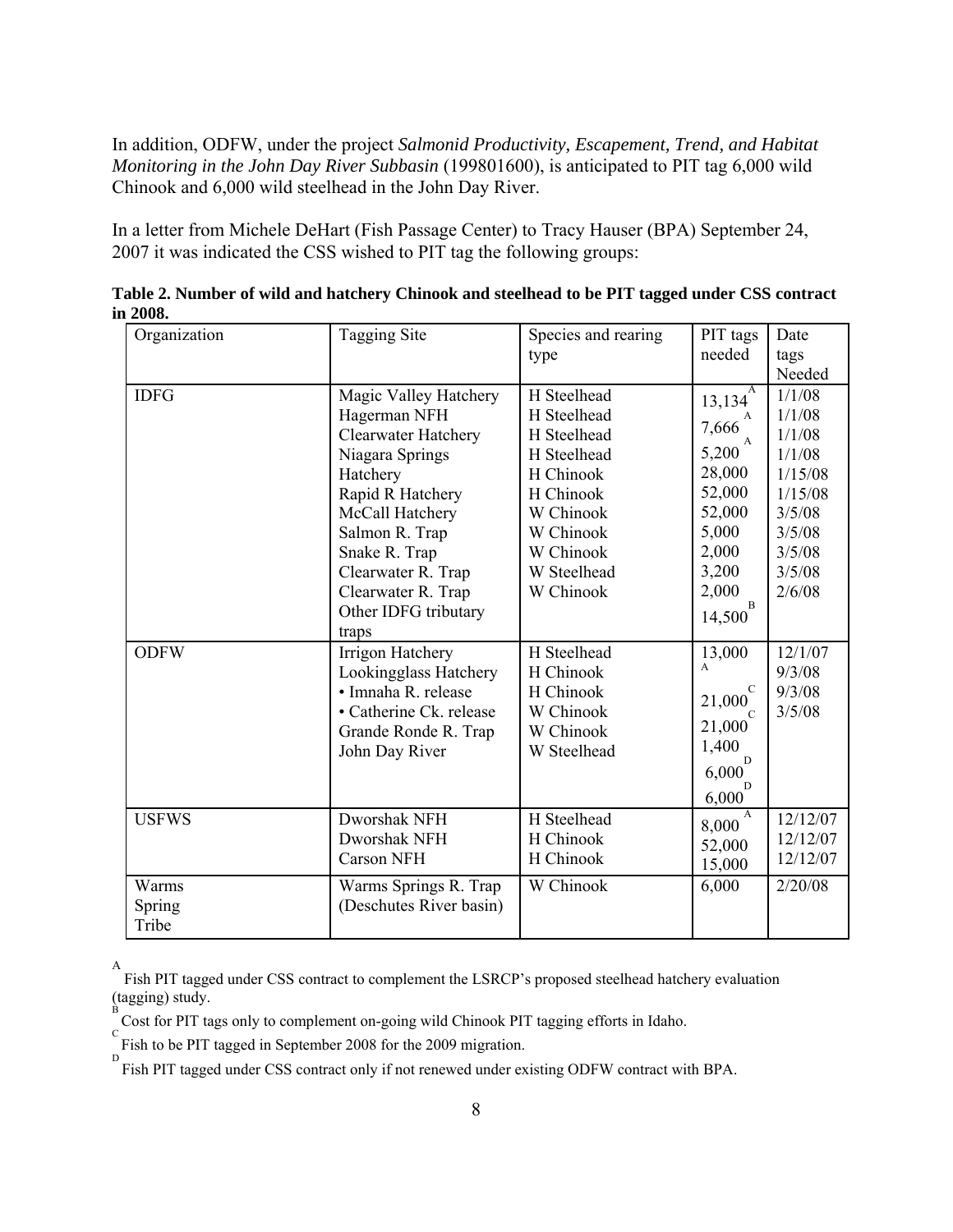In addition, ODFW, under the project *Salmonid Productivity, Escapement, Trend, and Habitat Monitoring in the John Day River Subbasin* (199801600), is anticipated to PIT tag 6,000 wild Chinook and 6,000 wild steelhead in the John Day River.

In a letter from Michele DeHart (Fish Passage Center) to Tracy Hauser (BPA) September 24, 2007 it was indicated the CSS wished to PIT tag the following groups:

**Table 2. Number of wild and hatchery Chinook and steelhead to be PIT tagged under CSS contract in 2008.**

| Organization | Tagging Site | Species and rearing type | PIT tags needed | Date tags Needed |
|---|---|---|---|---|
| IDFG | Magic Valley Hatchery | H Steelhead | 13,134[A] | 1/1/08 |
| | Hagerman NFH | H Steelhead | 7,666[A] | 1/1/08 |
| | Clearwater Hatchery | H Steelhead | 5,200[A] | 1/1/08 |
| | Niagara Springs Hatchery | H Steelhead | 28,000 | 1/1/08 |
| | Rapid R Hatchery | H Chinook | 52,000 | 1/15/08 |
| | McCall Hatchery | H Chinook | 52,000 | 1/15/08 |
| | Salmon R. Trap | W Chinook | 5,000 | 3/5/08 |
| | Snake R. Trap | W Chinook | 2,000 | 3/5/08 |
| | Clearwater R. Trap | W Chinook | 3,200 | 3/5/08 |
| | Clearwater R. Trap | W Steelhead | 2,000 | 3/5/08 |
| | Other IDFG tributary traps | W Chinook | 14,500[B] | 2/6/08 |
| ODFW | Irrigon Hatchery | H Steelhead | 13,000[A] | 12/1/07 |
| | Lookingglass Hatchery | H Chinook | | |
| | • Imnaha R. release | H Chinook | 21,000[C] | 9/3/08 |
| | • Catherine Ck. release | W Chinook | 21,000[C] | 9/3/08 |
| | Grande Ronde R. Trap | W Chinook | 1,400 | 3/5/08 |
| | John Day River | W Steelhead | 6,000[D] | |
| | | | 6,000[D] | |
| USFWS | Dworshak NFH | H Steelhead | 8,000[A] | 12/12/07 |
| | Dworshak NFH | H Chinook | 52,000 | 12/12/07 |
| | Carson NFH | H Chinook | 15,000 | 12/12/07 |
| Warms Spring Tribe | Warms Springs R. Trap (Deschutes River basin) | W Chinook | 6,000 | 2/20/08 |

[A] Fish PIT tagged under CSS contract to complement the LSRCP's proposed steelhead hatchery evaluation (tagging) study.

[B] Cost for PIT tags only to complement on-going wild Chinook PIT tagging efforts in Idaho.

[C] Fish to be PIT tagged in September 2008 for the 2009 migration.

[D] Fish PIT tagged under CSS contract only if not renewed under existing ODFW contract with BPA.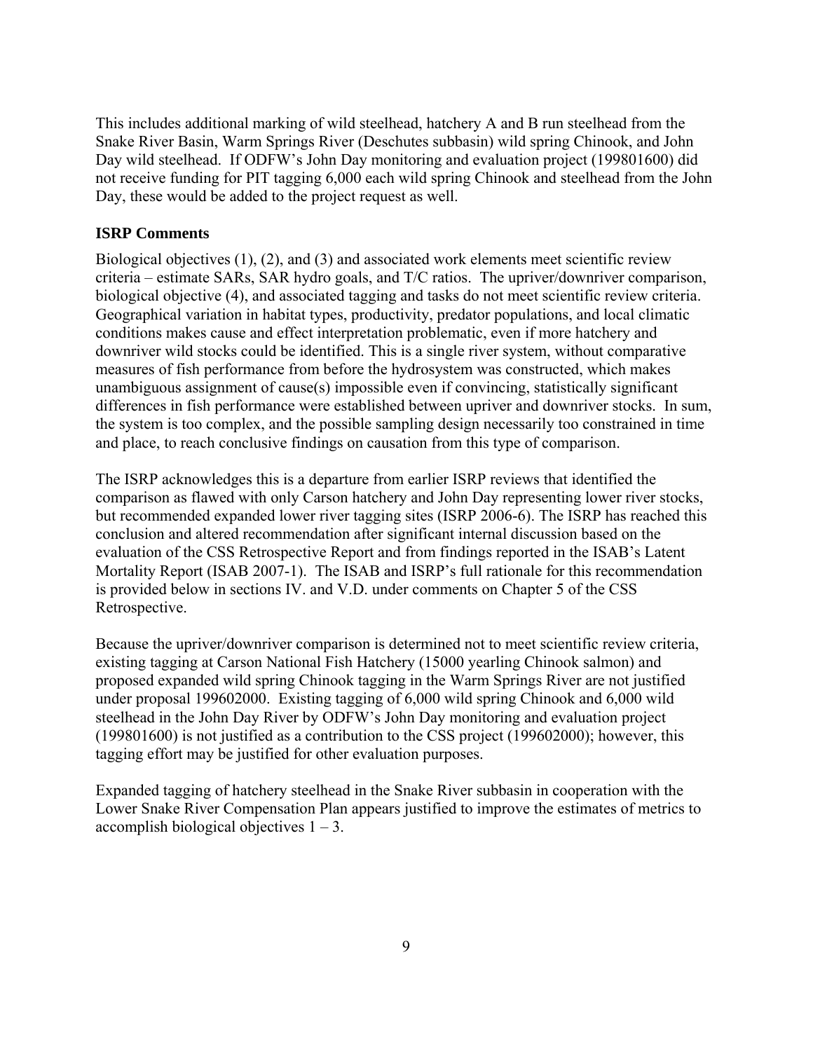This includes additional marking of wild steelhead, hatchery A and B run steelhead from the Snake River Basin, Warm Springs River (Deschutes subbasin) wild spring Chinook, and John Day wild steelhead. If ODFW's John Day monitoring and evaluation project (199801600) did not receive funding for PIT tagging 6,000 each wild spring Chinook and steelhead from the John Day, these would be added to the project request as well.

**ISRP Comments**

Biological objectives (1), (2), and (3) and associated work elements meet scientific review criteria – estimate SARs, SAR hydro goals, and T/C ratios. The upriver/downriver comparison, biological objective (4), and associated tagging and tasks do not meet scientific review criteria. Geographical variation in habitat types, productivity, predator populations, and local climatic conditions makes cause and effect interpretation problematic, even if more hatchery and downriver wild stocks could be identified. This is a single river system, without comparative measures of fish performance from before the hydrosystem was constructed, which makes unambiguous assignment of cause(s) impossible even if convincing, statistically significant differences in fish performance were established between upriver and downriver stocks. In sum, the system is too complex, and the possible sampling design necessarily too constrained in time and place, to reach conclusive findings on causation from this type of comparison.

The ISRP acknowledges this is a departure from earlier ISRP reviews that identified the comparison as flawed with only Carson hatchery and John Day representing lower river stocks, but recommended expanded lower river tagging sites (ISRP 2006-6). The ISRP has reached this conclusion and altered recommendation after significant internal discussion based on the evaluation of the CSS Retrospective Report and from findings reported in the ISAB's Latent Mortality Report (ISAB 2007-1). The ISAB and ISRP's full rationale for this recommendation is provided below in sections IV. and V.D. under comments on Chapter 5 of the CSS Retrospective.

Because the upriver/downriver comparison is determined not to meet scientific review criteria, existing tagging at Carson National Fish Hatchery (15000 yearling Chinook salmon) and proposed expanded wild spring Chinook tagging in the Warm Springs River are not justified under proposal 199602000. Existing tagging of 6,000 wild spring Chinook and 6,000 wild steelhead in the John Day River by ODFW's John Day monitoring and evaluation project (199801600) is not justified as a contribution to the CSS project (199602000); however, this tagging effort may be justified for other evaluation purposes.

Expanded tagging of hatchery steelhead in the Snake River subbasin in cooperation with the Lower Snake River Compensation Plan appears justified to improve the estimates of metrics to accomplish biological objectives 1 – 3.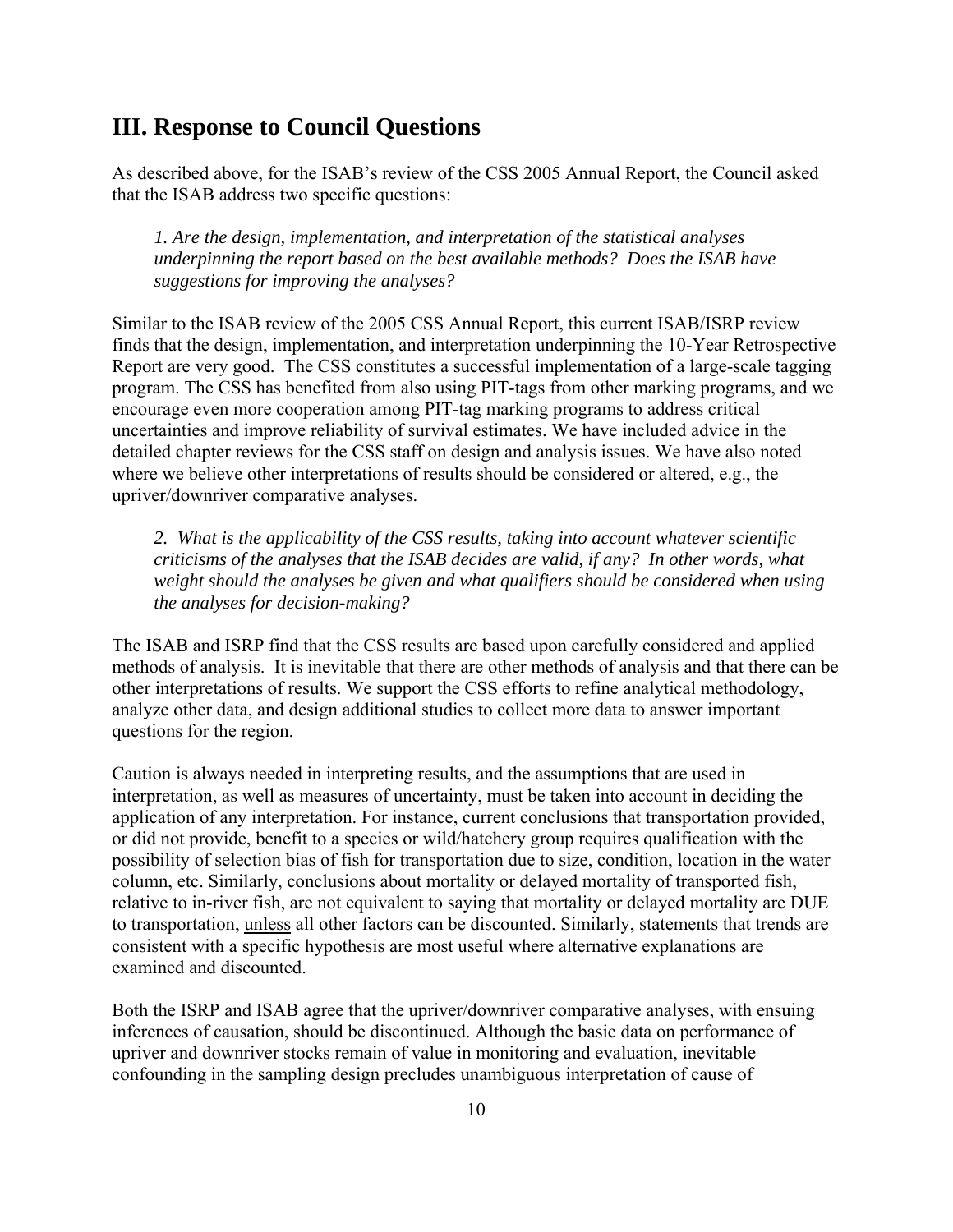## III. Response to Council Questions

As described above, for the ISAB's review of the CSS 2005 Annual Report, the Council asked that the ISAB address two specific questions:

> *1. Are the design, implementation, and interpretation of the statistical analyses underpinning the report based on the best available methods? Does the ISAB have suggestions for improving the analyses?*

Similar to the ISAB review of the 2005 CSS Annual Report, this current ISAB/ISRP review finds that the design, implementation, and interpretation underpinning the 10-Year Retrospective Report are very good. The CSS constitutes a successful implementation of a large-scale tagging program. The CSS has benefited from also using PIT-tags from other marking programs, and we encourage even more cooperation among PIT-tag marking programs to address critical uncertainties and improve reliability of survival estimates. We have included advice in the detailed chapter reviews for the CSS staff on design and analysis issues. We have also noted where we believe other interpretations of results should be considered or altered, e.g., the upriver/downriver comparative analyses.

> *2. What is the applicability of the CSS results, taking into account whatever scientific criticisms of the analyses that the ISAB decides are valid, if any? In other words, what weight should the analyses be given and what qualifiers should be considered when using the analyses for decision-making?*

The ISAB and ISRP find that the CSS results are based upon carefully considered and applied methods of analysis. It is inevitable that there are other methods of analysis and that there can be other interpretations of results. We support the CSS efforts to refine analytical methodology, analyze other data, and design additional studies to collect more data to answer important questions for the region.

Caution is always needed in interpreting results, and the assumptions that are used in interpretation, as well as measures of uncertainty, must be taken into account in deciding the application of any interpretation. For instance, current conclusions that transportation provided, or did not provide, benefit to a species or wild/hatchery group requires qualification with the possibility of selection bias of fish for transportation due to size, condition, location in the water column, etc. Similarly, conclusions about mortality or delayed mortality of transported fish, relative to in-river fish, are not equivalent to saying that mortality or delayed mortality are DUE to transportation, <u>unless</u> all other factors can be discounted. Similarly, statements that trends are consistent with a specific hypothesis are most useful where alternative explanations are examined and discounted.

Both the ISRP and ISAB agree that the upriver/downriver comparative analyses, with ensuing inferences of causation, should be discontinued. Although the basic data on performance of upriver and downriver stocks remain of value in monitoring and evaluation, inevitable confounding in the sampling design precludes unambiguous interpretation of cause of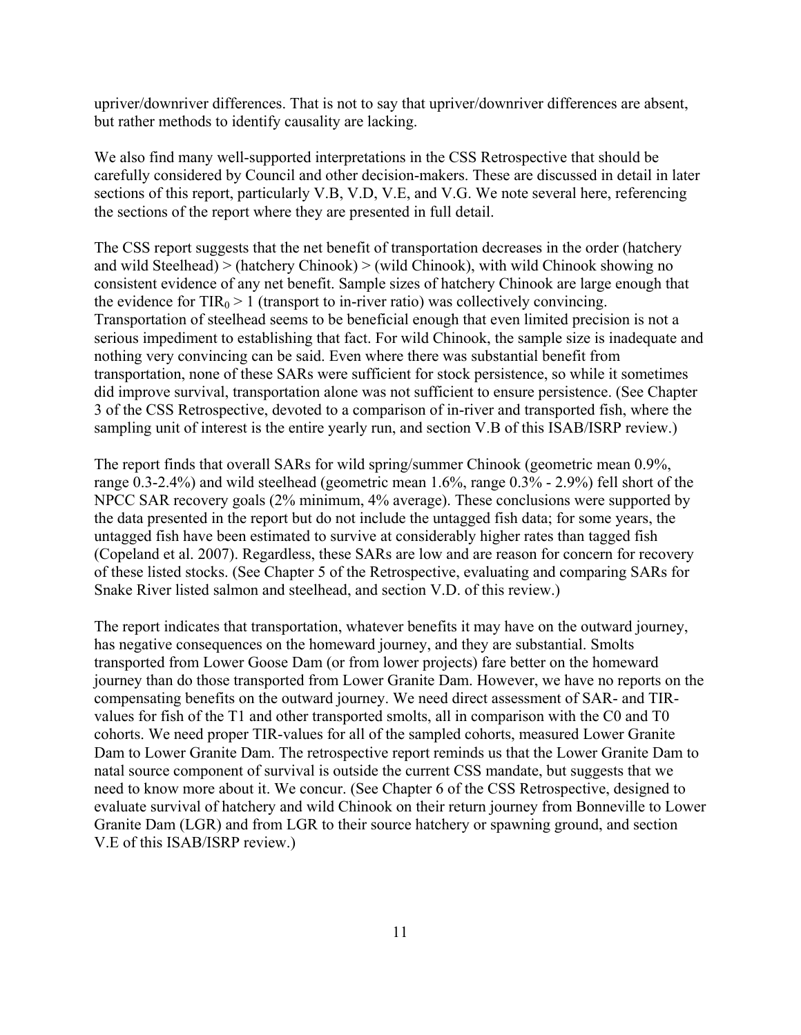upriver/downriver differences. That is not to say that upriver/downriver differences are absent, but rather methods to identify causality are lacking.

We also find many well-supported interpretations in the CSS Retrospective that should be carefully considered by Council and other decision-makers. These are discussed in detail in later sections of this report, particularly V.B, V.D, V.E, and V.G. We note several here, referencing the sections of the report where they are presented in full detail.

The CSS report suggests that the net benefit of transportation decreases in the order (hatchery and wild Steelhead) > (hatchery Chinook) > (wild Chinook), with wild Chinook showing no consistent evidence of any net benefit. Sample sizes of hatchery Chinook are large enough that the evidence for $TIR_0 > 1$ (transport to in-river ratio) was collectively convincing. Transportation of steelhead seems to be beneficial enough that even limited precision is not a serious impediment to establishing that fact. For wild Chinook, the sample size is inadequate and nothing very convincing can be said. Even where there was substantial benefit from transportation, none of these SARs were sufficient for stock persistence, so while it sometimes did improve survival, transportation alone was not sufficient to ensure persistence. (See Chapter 3 of the CSS Retrospective, devoted to a comparison of in-river and transported fish, where the sampling unit of interest is the entire yearly run, and section V.B of this ISAB/ISRP review.)

The report finds that overall SARs for wild spring/summer Chinook (geometric mean 0.9%, range 0.3-2.4%) and wild steelhead (geometric mean 1.6%, range 0.3% - 2.9%) fell short of the NPCC SAR recovery goals (2% minimum, 4% average). These conclusions were supported by the data presented in the report but do not include the untagged fish data; for some years, the untagged fish have been estimated to survive at considerably higher rates than tagged fish (Copeland et al. 2007). Regardless, these SARs are low and are reason for concern for recovery of these listed stocks. (See Chapter 5 of the Retrospective, evaluating and comparing SARs for Snake River listed salmon and steelhead, and section V.D. of this review.)

The report indicates that transportation, whatever benefits it may have on the outward journey, has negative consequences on the homeward journey, and they are substantial. Smolts transported from Lower Goose Dam (or from lower projects) fare better on the homeward journey than do those transported from Lower Granite Dam. However, we have no reports on the compensating benefits on the outward journey. We need direct assessment of SAR- and TIR-values for fish of the T1 and other transported smolts, all in comparison with the C0 and T0 cohorts. We need proper TIR-values for all of the sampled cohorts, measured Lower Granite Dam to Lower Granite Dam. The retrospective report reminds us that the Lower Granite Dam to natal source component of survival is outside the current CSS mandate, but suggests that we need to know more about it. We concur. (See Chapter 6 of the CSS Retrospective, designed to evaluate survival of hatchery and wild Chinook on their return journey from Bonneville to Lower Granite Dam (LGR) and from LGR to their source hatchery or spawning ground, and section V.E of this ISAB/ISRP review.)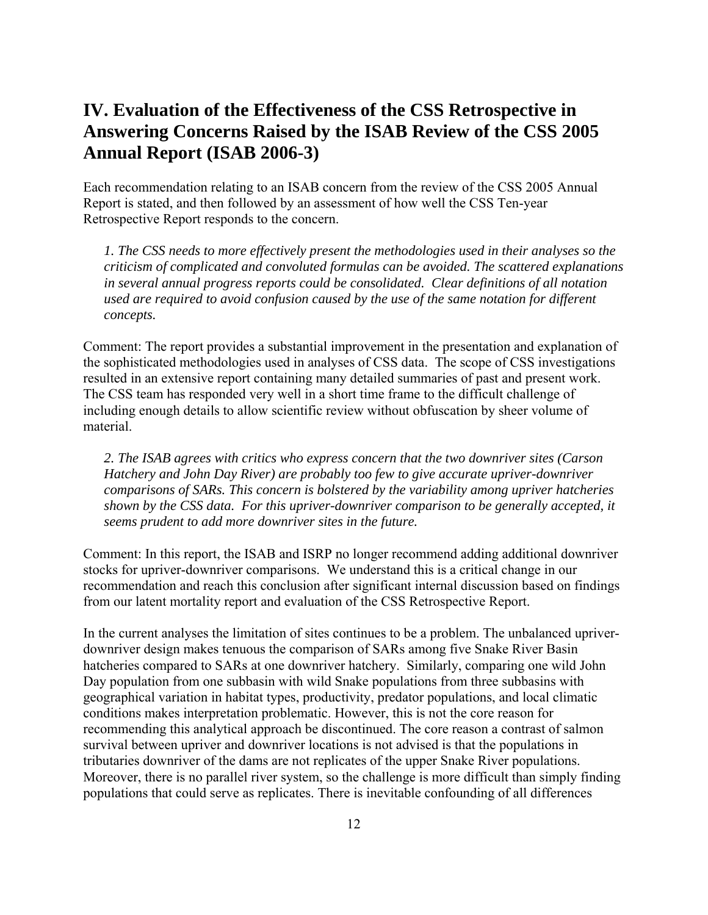# IV. Evaluation of the Effectiveness of the CSS Retrospective in Answering Concerns Raised by the ISAB Review of the CSS 2005 Annual Report (ISAB 2006-3)

Each recommendation relating to an ISAB concern from the review of the CSS 2005 Annual Report is stated, and then followed by an assessment of how well the CSS Ten-year Retrospective Report responds to the concern.

> *1. The CSS needs to more effectively present the methodologies used in their analyses so the criticism of complicated and convoluted formulas can be avoided. The scattered explanations in several annual progress reports could be consolidated. Clear definitions of all notation used are required to avoid confusion caused by the use of the same notation for different concepts.*

Comment: The report provides a substantial improvement in the presentation and explanation of the sophisticated methodologies used in analyses of CSS data. The scope of CSS investigations resulted in an extensive report containing many detailed summaries of past and present work. The CSS team has responded very well in a short time frame to the difficult challenge of including enough details to allow scientific review without obfuscation by sheer volume of material.

> *2. The ISAB agrees with critics who express concern that the two downriver sites (Carson Hatchery and John Day River) are probably too few to give accurate upriver-downriver comparisons of SARs. This concern is bolstered by the variability among upriver hatcheries shown by the CSS data. For this upriver-downriver comparison to be generally accepted, it seems prudent to add more downriver sites in the future.*

Comment: In this report, the ISAB and ISRP no longer recommend adding additional downriver stocks for upriver-downriver comparisons. We understand this is a critical change in our recommendation and reach this conclusion after significant internal discussion based on findings from our latent mortality report and evaluation of the CSS Retrospective Report.

In the current analyses the limitation of sites continues to be a problem. The unbalanced upriver-downriver design makes tenuous the comparison of SARs among five Snake River Basin hatcheries compared to SARs at one downriver hatchery. Similarly, comparing one wild John Day population from one subbasin with wild Snake populations from three subbasins with geographical variation in habitat types, productivity, predator populations, and local climatic conditions makes interpretation problematic. However, this is not the core reason for recommending this analytical approach be discontinued. The core reason a contrast of salmon survival between upriver and downriver locations is not advised is that the populations in tributaries downriver of the dams are not replicates of the upper Snake River populations. Moreover, there is no parallel river system, so the challenge is more difficult than simply finding populations that could serve as replicates. There is inevitable confounding of all differences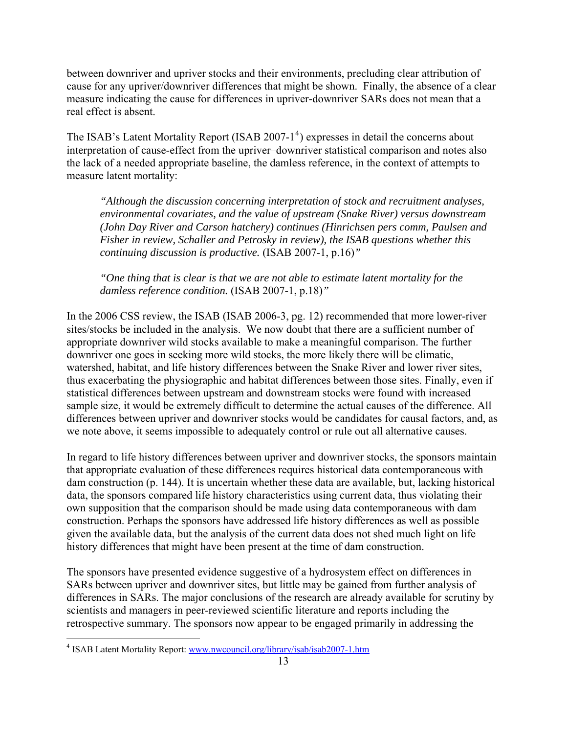between downriver and upriver stocks and their environments, precluding clear attribution of cause for any upriver/downriver differences that might be shown. Finally, the absence of a clear measure indicating the cause for differences in upriver-downriver SARs does not mean that a real effect is absent.

The ISAB's Latent Mortality Report (ISAB 2007-1[4]) expresses in detail the concerns about interpretation of cause-effect from the upriver–downriver statistical comparison and notes also the lack of a needed appropriate baseline, the damless reference, in the context of attempts to measure latent mortality:

> *"Although the discussion concerning interpretation of stock and recruitment analyses, environmental covariates, and the value of upstream (Snake River) versus downstream (John Day River and Carson hatchery) continues (Hinrichsen pers comm, Paulsen and Fisher in review, Schaller and Petrosky in review), the ISAB questions whether this continuing discussion is productive.* (ISAB 2007-1, p.16)*"*
>
> *"One thing that is clear is that we are not able to estimate latent mortality for the damless reference condition.* (ISAB 2007-1, p.18)*"*

In the 2006 CSS review, the ISAB (ISAB 2006-3, pg. 12) recommended that more lower-river sites/stocks be included in the analysis. We now doubt that there are a sufficient number of appropriate downriver wild stocks available to make a meaningful comparison. The further downriver one goes in seeking more wild stocks, the more likely there will be climatic, watershed, habitat, and life history differences between the Snake River and lower river sites, thus exacerbating the physiographic and habitat differences between those sites. Finally, even if statistical differences between upstream and downstream stocks were found with increased sample size, it would be extremely difficult to determine the actual causes of the difference. All differences between upriver and downriver stocks would be candidates for causal factors, and, as we note above, it seems impossible to adequately control or rule out all alternative causes.

In regard to life history differences between upriver and downriver stocks, the sponsors maintain that appropriate evaluation of these differences requires historical data contemporaneous with dam construction (p. 144). It is uncertain whether these data are available, but, lacking historical data, the sponsors compared life history characteristics using current data, thus violating their own supposition that the comparison should be made using data contemporaneous with dam construction. Perhaps the sponsors have addressed life history differences as well as possible given the available data, but the analysis of the current data does not shed much light on life history differences that might have been present at the time of dam construction.

The sponsors have presented evidence suggestive of a hydrosystem effect on differences in SARs between upriver and downriver sites, but little may be gained from further analysis of differences in SARs. The major conclusions of the research are already available for scrutiny by scientists and managers in peer-reviewed scientific literature and reports including the retrospective summary. The sponsors now appear to be engaged primarily in addressing the

[4] ISAB Latent Mortality Report: www.nwcouncil.org/library/isab/isab2007-1.htm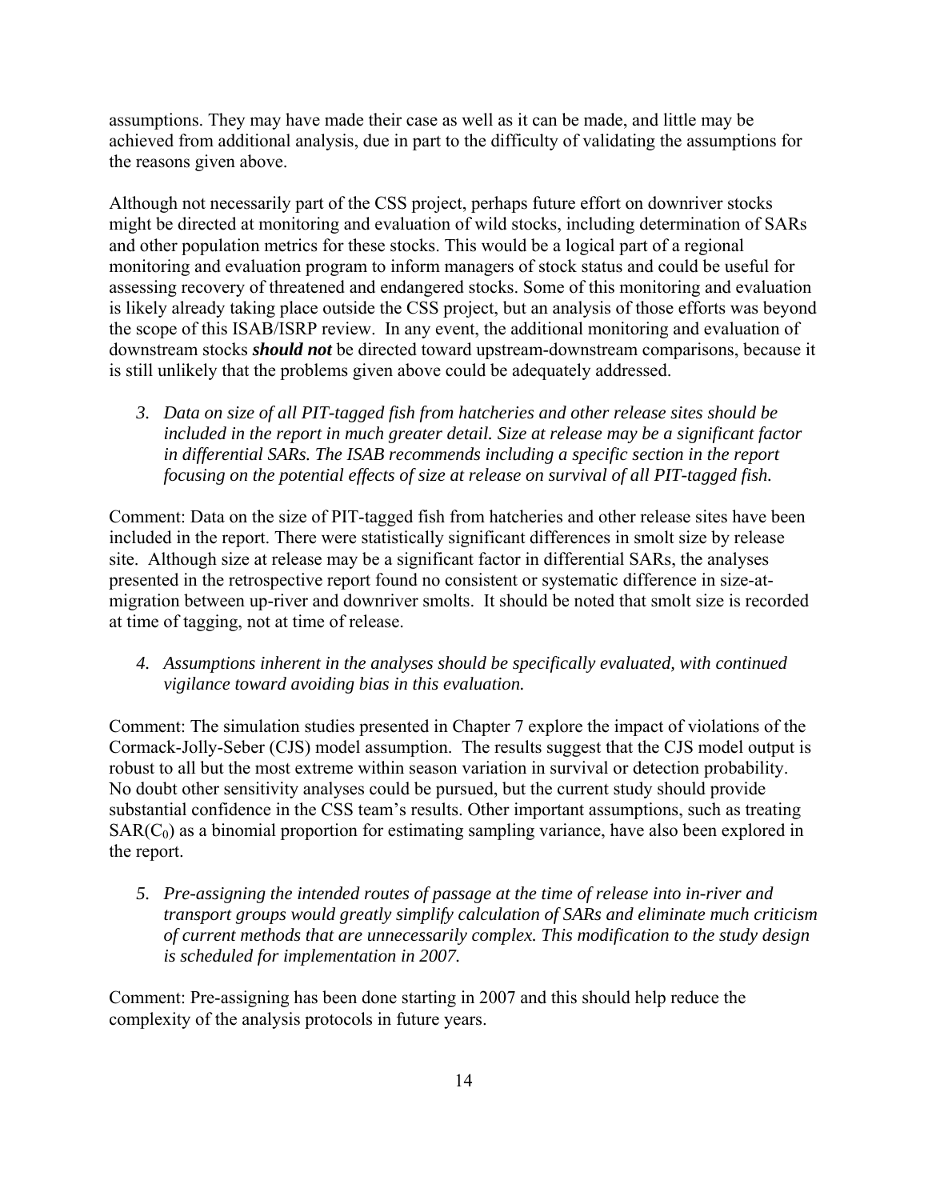assumptions. They may have made their case as well as it can be made, and little may be achieved from additional analysis, due in part to the difficulty of validating the assumptions for the reasons given above.

Although not necessarily part of the CSS project, perhaps future effort on downriver stocks might be directed at monitoring and evaluation of wild stocks, including determination of SARs and other population metrics for these stocks. This would be a logical part of a regional monitoring and evaluation program to inform managers of stock status and could be useful for assessing recovery of threatened and endangered stocks. Some of this monitoring and evaluation is likely already taking place outside the CSS project, but an analysis of those efforts was beyond the scope of this ISAB/ISRP review. In any event, the additional monitoring and evaluation of downstream stocks ***should not*** be directed toward upstream-downstream comparisons, because it is still unlikely that the problems given above could be adequately addressed.

3. *Data on size of all PIT-tagged fish from hatcheries and other release sites should be included in the report in much greater detail. Size at release may be a significant factor in differential SARs. The ISAB recommends including a specific section in the report focusing on the potential effects of size at release on survival of all PIT-tagged fish.*

Comment: Data on the size of PIT-tagged fish from hatcheries and other release sites have been included in the report. There were statistically significant differences in smolt size by release site. Although size at release may be a significant factor in differential SARs, the analyses presented in the retrospective report found no consistent or systematic difference in size-at-migration between up-river and downriver smolts. It should be noted that smolt size is recorded at time of tagging, not at time of release.

4. *Assumptions inherent in the analyses should be specifically evaluated, with continued vigilance toward avoiding bias in this evaluation.*

Comment: The simulation studies presented in Chapter 7 explore the impact of violations of the Cormack-Jolly-Seber (CJS) model assumption. The results suggest that the CJS model output is robust to all but the most extreme within season variation in survival or detection probability. No doubt other sensitivity analyses could be pursued, but the current study should provide substantial confidence in the CSS team's results. Other important assumptions, such as treating $SAR(C_0)$ as a binomial proportion for estimating sampling variance, have also been explored in the report.

5. *Pre-assigning the intended routes of passage at the time of release into in-river and transport groups would greatly simplify calculation of SARs and eliminate much criticism of current methods that are unnecessarily complex. This modification to the study design is scheduled for implementation in 2007.*

Comment: Pre-assigning has been done starting in 2007 and this should help reduce the complexity of the analysis protocols in future years.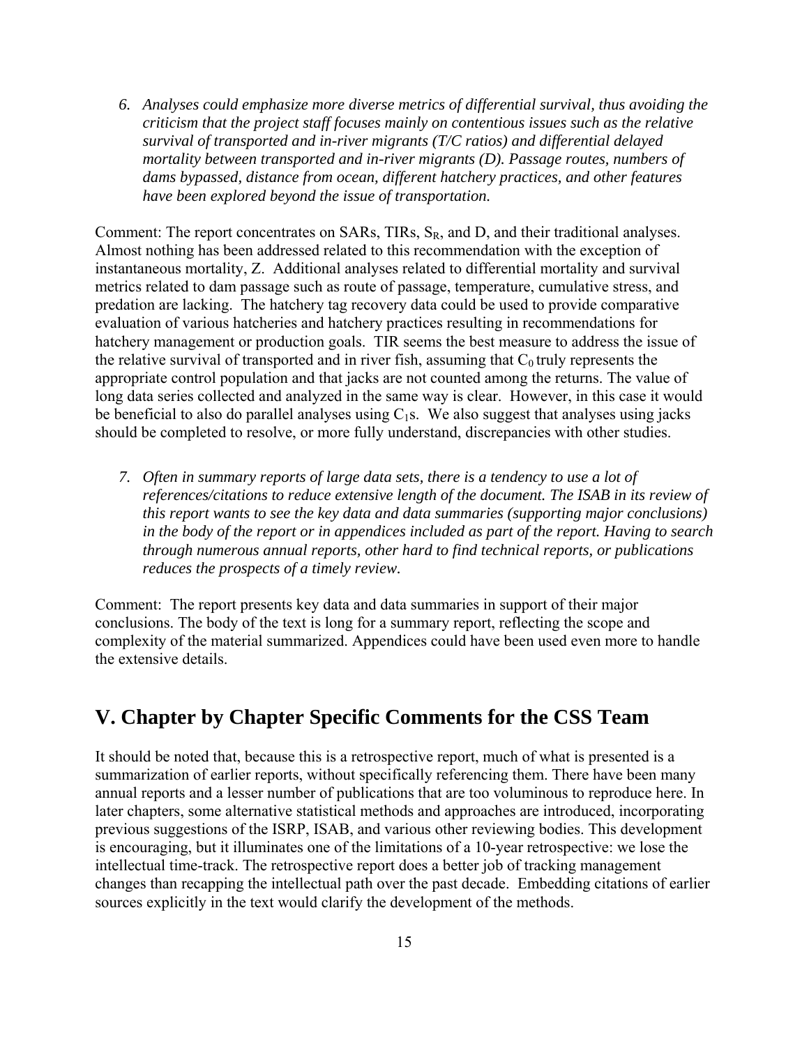6. *Analyses could emphasize more diverse metrics of differential survival, thus avoiding the criticism that the project staff focuses mainly on contentious issues such as the relative survival of transported and in-river migrants (T/C ratios) and differential delayed mortality between transported and in-river migrants (D). Passage routes, numbers of dams bypassed, distance from ocean, different hatchery practices, and other features have been explored beyond the issue of transportation.*

Comment: The report concentrates on SARs, TIRs, $S_R$, and D, and their traditional analyses. Almost nothing has been addressed related to this recommendation with the exception of instantaneous mortality, Z. Additional analyses related to differential mortality and survival metrics related to dam passage such as route of passage, temperature, cumulative stress, and predation are lacking. The hatchery tag recovery data could be used to provide comparative evaluation of various hatcheries and hatchery practices resulting in recommendations for hatchery management or production goals. TIR seems the best measure to address the issue of the relative survival of transported and in river fish, assuming that $C_0$ truly represents the appropriate control population and that jacks are not counted among the returns. The value of long data series collected and analyzed in the same way is clear. However, in this case it would be beneficial to also do parallel analyses using $C_1$s. We also suggest that analyses using jacks should be completed to resolve, or more fully understand, discrepancies with other studies.

7. *Often in summary reports of large data sets, there is a tendency to use a lot of references/citations to reduce extensive length of the document. The ISAB in its review of this report wants to see the key data and data summaries (supporting major conclusions) in the body of the report or in appendices included as part of the report. Having to search through numerous annual reports, other hard to find technical reports, or publications reduces the prospects of a timely review.*

Comment: The report presents key data and data summaries in support of their major conclusions. The body of the text is long for a summary report, reflecting the scope and complexity of the material summarized. Appendices could have been used even more to handle the extensive details.

## V. Chapter by Chapter Specific Comments for the CSS Team

It should be noted that, because this is a retrospective report, much of what is presented is a summarization of earlier reports, without specifically referencing them. There have been many annual reports and a lesser number of publications that are too voluminous to reproduce here. In later chapters, some alternative statistical methods and approaches are introduced, incorporating previous suggestions of the ISRP, ISAB, and various other reviewing bodies. This development is encouraging, but it illuminates one of the limitations of a 10-year retrospective: we lose the intellectual time-track. The retrospective report does a better job of tracking management changes than recapping the intellectual path over the past decade. Embedding citations of earlier sources explicitly in the text would clarify the development of the methods.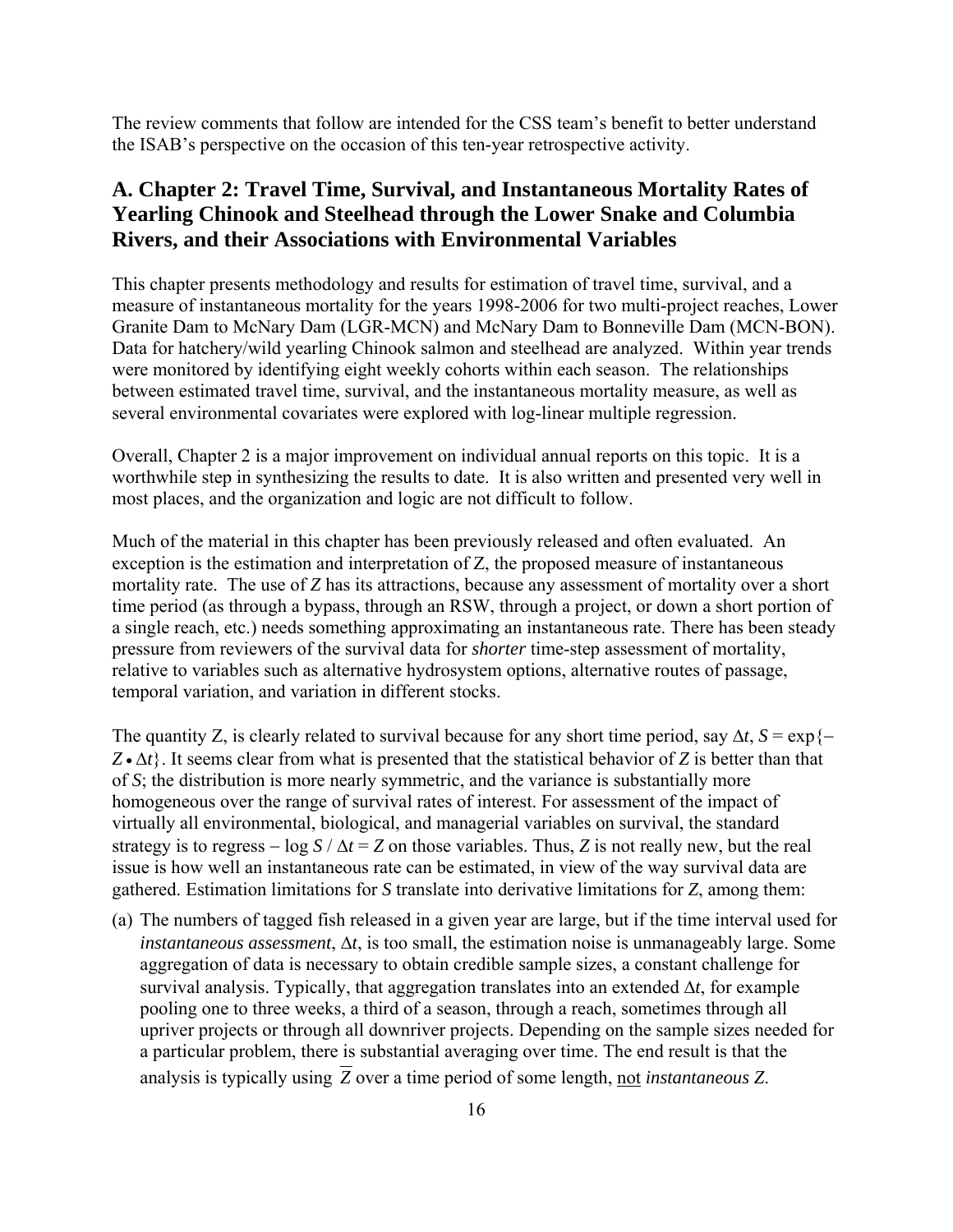The review comments that follow are intended for the CSS team's benefit to better understand the ISAB's perspective on the occasion of this ten-year retrospective activity.

## A. Chapter 2: Travel Time, Survival, and Instantaneous Mortality Rates of Yearling Chinook and Steelhead through the Lower Snake and Columbia Rivers, and their Associations with Environmental Variables

This chapter presents methodology and results for estimation of travel time, survival, and a measure of instantaneous mortality for the years 1998-2006 for two multi-project reaches, Lower Granite Dam to McNary Dam (LGR-MCN) and McNary Dam to Bonneville Dam (MCN-BON). Data for hatchery/wild yearling Chinook salmon and steelhead are analyzed. Within year trends were monitored by identifying eight weekly cohorts within each season. The relationships between estimated travel time, survival, and the instantaneous mortality measure, as well as several environmental covariates were explored with log-linear multiple regression.

Overall, Chapter 2 is a major improvement on individual annual reports on this topic. It is a worthwhile step in synthesizing the results to date. It is also written and presented very well in most places, and the organization and logic are not difficult to follow.

Much of the material in this chapter has been previously released and often evaluated. An exception is the estimation and interpretation of Z, the proposed measure of instantaneous mortality rate. The use of *Z* has its attractions, because any assessment of mortality over a short time period (as through a bypass, through an RSW, through a project, or down a short portion of a single reach, etc.) needs something approximating an instantaneous rate. There has been steady pressure from reviewers of the survival data for *shorter* time-step assessment of mortality, relative to variables such as alternative hydrosystem options, alternative routes of passage, temporal variation, and variation in different stocks.

The quantity Z, is clearly related to survival because for any short time period, say $\Delta t$, $S = \exp\{-Z \bullet \Delta t\}$. It seems clear from what is presented that the statistical behavior of *Z* is better than that of *S*; the distribution is more nearly symmetric, and the variance is substantially more homogeneous over the range of survival rates of interest. For assessment of the impact of virtually all environmental, biological, and managerial variables on survival, the standard strategy is to regress $-\log S / \Delta t = Z$ on those variables. Thus, *Z* is not really new, but the real issue is how well an instantaneous rate can be estimated, in view of the way survival data are gathered. Estimation limitations for *S* translate into derivative limitations for *Z*, among them:

(a) The numbers of tagged fish released in a given year are large, but if the time interval used for *instantaneous assessment*, $\Delta t$, is too small, the estimation noise is unmanageably large. Some aggregation of data is necessary to obtain credible sample sizes, a constant challenge for survival analysis. Typically, that aggregation translates into an extended $\Delta t$, for example pooling one to three weeks, a third of a season, through a reach, sometimes through all upriver projects or through all downriver projects. Depending on the sample sizes needed for a particular problem, there is substantial averaging over time. The end result is that the analysis is typically using $\overline{Z}$ over a time period of some length, not *instantaneous Z*.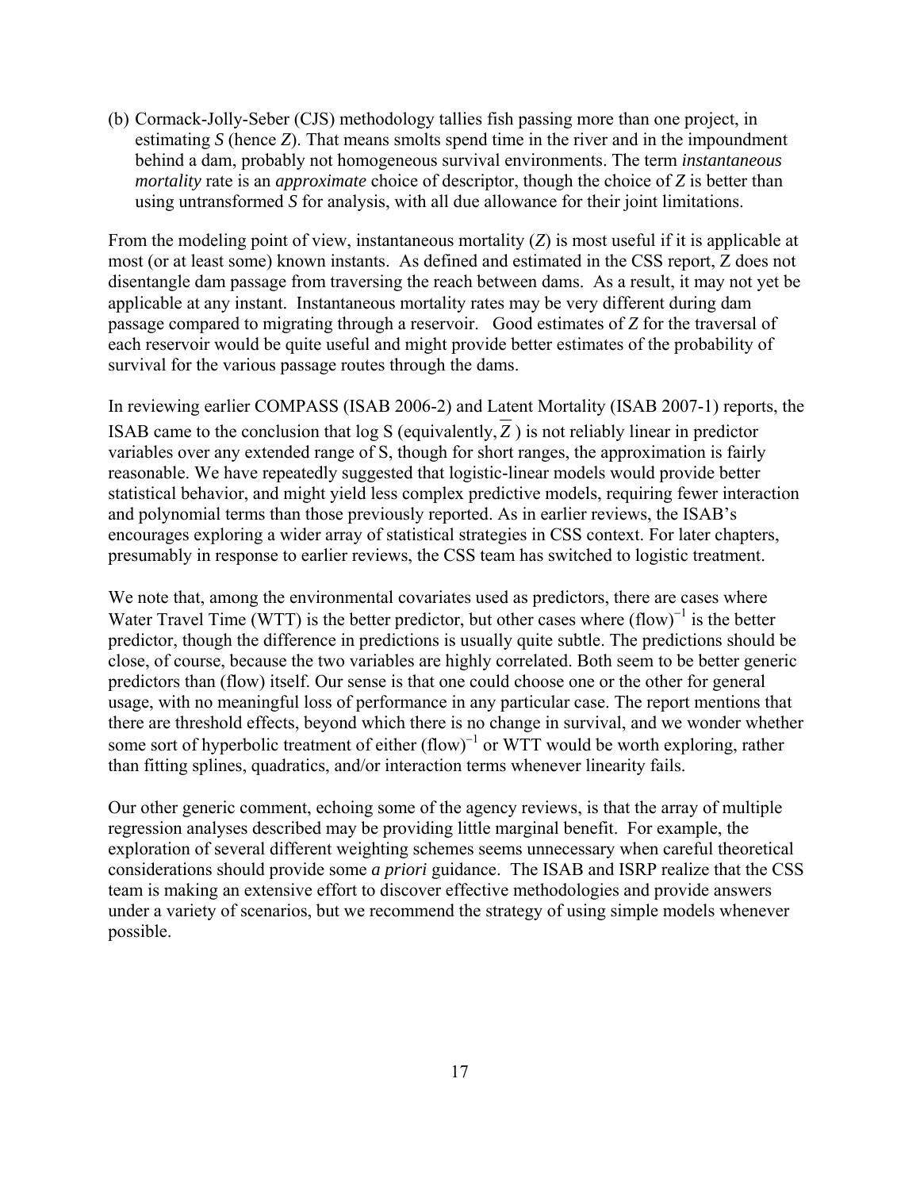(b) Cormack-Jolly-Seber (CJS) methodology tallies fish passing more than one project, in estimating $S$ (hence $Z$). That means smolts spend time in the river and in the impoundment behind a dam, probably not homogeneous survival environments. The term *instantaneous mortality* rate is an *approximate* choice of descriptor, though the choice of $Z$ is better than using untransformed $S$ for analysis, with all due allowance for their joint limitations.

From the modeling point of view, instantaneous mortality ($Z$) is most useful if it is applicable at most (or at least some) known instants. As defined and estimated in the CSS report, Z does not disentangle dam passage from traversing the reach between dams. As a result, it may not yet be applicable at any instant. Instantaneous mortality rates may be very different during dam passage compared to migrating through a reservoir. Good estimates of $Z$ for the traversal of each reservoir would be quite useful and might provide better estimates of the probability of survival for the various passage routes through the dams.

In reviewing earlier COMPASS (ISAB 2006-2) and Latent Mortality (ISAB 2007-1) reports, the ISAB came to the conclusion that log S (equivalently, $\overline{Z}$ ) is not reliably linear in predictor variables over any extended range of S, though for short ranges, the approximation is fairly reasonable. We have repeatedly suggested that logistic-linear models would provide better statistical behavior, and might yield less complex predictive models, requiring fewer interaction and polynomial terms than those previously reported. As in earlier reviews, the ISAB's encourages exploring a wider array of statistical strategies in CSS context. For later chapters, presumably in response to earlier reviews, the CSS team has switched to logistic treatment.

We note that, among the environmental covariates used as predictors, there are cases where Water Travel Time (WTT) is the better predictor, but other cases where $(\text{flow})^{-1}$ is the better predictor, though the difference in predictions is usually quite subtle. The predictions should be close, of course, because the two variables are highly correlated. Both seem to be better generic predictors than (flow) itself. Our sense is that one could choose one or the other for general usage, with no meaningful loss of performance in any particular case. The report mentions that there are threshold effects, beyond which there is no change in survival, and we wonder whether some sort of hyperbolic treatment of either $(\text{flow})^{-1}$ or WTT would be worth exploring, rather than fitting splines, quadratics, and/or interaction terms whenever linearity fails.

Our other generic comment, echoing some of the agency reviews, is that the array of multiple regression analyses described may be providing little marginal benefit. For example, the exploration of several different weighting schemes seems unnecessary when careful theoretical considerations should provide some *a priori* guidance. The ISAB and ISRP realize that the CSS team is making an extensive effort to discover effective methodologies and provide answers under a variety of scenarios, but we recommend the strategy of using simple models whenever possible.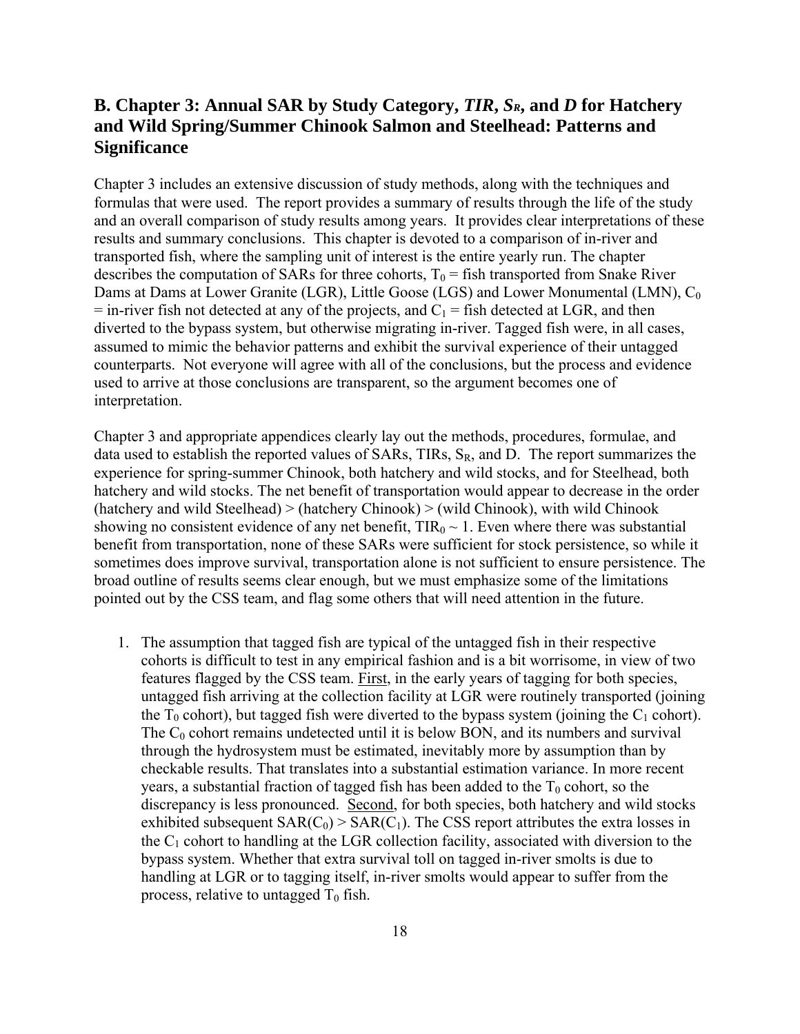## B. Chapter 3: Annual SAR by Study Category, *TIR*, *$S_R$*, and *D* for Hatchery and Wild Spring/Summer Chinook Salmon and Steelhead: Patterns and Significance

Chapter 3 includes an extensive discussion of study methods, along with the techniques and formulas that were used. The report provides a summary of results through the life of the study and an overall comparison of study results among years. It provides clear interpretations of these results and summary conclusions. This chapter is devoted to a comparison of in-river and transported fish, where the sampling unit of interest is the entire yearly run. The chapter describes the computation of SARs for three cohorts, $T_0$ = fish transported from Snake River Dams at Dams at Lower Granite (LGR), Little Goose (LGS) and Lower Monumental (LMN), $C_0$ = in-river fish not detected at any of the projects, and $C_1$ = fish detected at LGR, and then diverted to the bypass system, but otherwise migrating in-river. Tagged fish were, in all cases, assumed to mimic the behavior patterns and exhibit the survival experience of their untagged counterparts. Not everyone will agree with all of the conclusions, but the process and evidence used to arrive at those conclusions are transparent, so the argument becomes one of interpretation.

Chapter 3 and appropriate appendices clearly lay out the methods, procedures, formulae, and data used to establish the reported values of SARs, TIRs, $S_R$, and D. The report summarizes the experience for spring-summer Chinook, both hatchery and wild stocks, and for Steelhead, both hatchery and wild stocks. The net benefit of transportation would appear to decrease in the order (hatchery and wild Steelhead) > (hatchery Chinook) > (wild Chinook), with wild Chinook showing no consistent evidence of any net benefit, $TIR_0 \sim 1$. Even where there was substantial benefit from transportation, none of these SARs were sufficient for stock persistence, so while it sometimes does improve survival, transportation alone is not sufficient to ensure persistence. The broad outline of results seems clear enough, but we must emphasize some of the limitations pointed out by the CSS team, and flag some others that will need attention in the future.

1. The assumption that tagged fish are typical of the untagged fish in their respective cohorts is difficult to test in any empirical fashion and is a bit worrisome, in view of two features flagged by the CSS team. First, in the early years of tagging for both species, untagged fish arriving at the collection facility at LGR were routinely transported (joining the $T_0$ cohort), but tagged fish were diverted to the bypass system (joining the $C_1$ cohort). The $C_0$ cohort remains undetected until it is below BON, and its numbers and survival through the hydrosystem must be estimated, inevitably more by assumption than by checkable results. That translates into a substantial estimation variance. In more recent years, a substantial fraction of tagged fish has been added to the $T_0$ cohort, so the discrepancy is less pronounced. Second, for both species, both hatchery and wild stocks exhibited subsequent $SAR(C_0) > SAR(C_1)$. The CSS report attributes the extra losses in the $C_1$ cohort to handling at the LGR collection facility, associated with diversion to the bypass system. Whether that extra survival toll on tagged in-river smolts is due to handling at LGR or to tagging itself, in-river smolts would appear to suffer from the process, relative to untagged $T_0$ fish.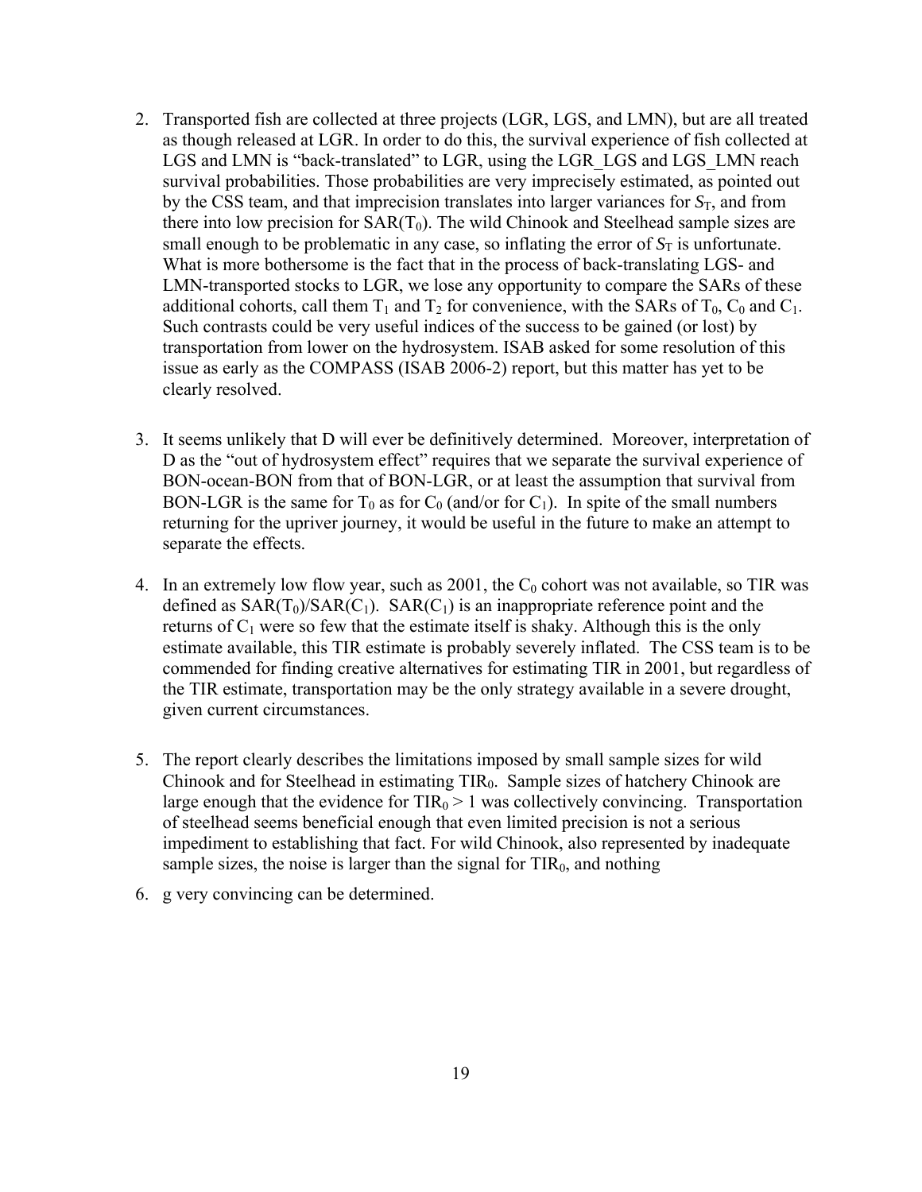2. Transported fish are collected at three projects (LGR, LGS, and LMN), but are all treated as though released at LGR. In order to do this, the survival experience of fish collected at LGS and LMN is "back-translated" to LGR, using the LGR_LGS and LGS_LMN reach survival probabilities. Those probabilities are very imprecisely estimated, as pointed out by the CSS team, and that imprecision translates into larger variances for $S_T$, and from there into low precision for $SAR(T_0)$. The wild Chinook and Steelhead sample sizes are small enough to be problematic in any case, so inflating the error of $S_T$ is unfortunate. What is more bothersome is the fact that in the process of back-translating LGS- and LMN-transported stocks to LGR, we lose any opportunity to compare the SARs of these additional cohorts, call them $T_1$ and $T_2$ for convenience, with the SARs of $T_0$, $C_0$ and $C_1$. Such contrasts could be very useful indices of the success to be gained (or lost) by transportation from lower on the hydrosystem. ISAB asked for some resolution of this issue as early as the COMPASS (ISAB 2006-2) report, but this matter has yet to be clearly resolved.

3. It seems unlikely that D will ever be definitively determined. Moreover, interpretation of D as the "out of hydrosystem effect" requires that we separate the survival experience of BON-ocean-BON from that of BON-LGR, or at least the assumption that survival from BON-LGR is the same for $T_0$ as for $C_0$ (and/or for $C_1$). In spite of the small numbers returning for the upriver journey, it would be useful in the future to make an attempt to separate the effects.

4. In an extremely low flow year, such as 2001, the $C_0$ cohort was not available, so TIR was defined as $SAR(T_0)/SAR(C_1)$. $SAR(C_1)$ is an inappropriate reference point and the returns of $C_1$ were so few that the estimate itself is shaky. Although this is the only estimate available, this TIR estimate is probably severely inflated. The CSS team is to be commended for finding creative alternatives for estimating TIR in 2001, but regardless of the TIR estimate, transportation may be the only strategy available in a severe drought, given current circumstances.

5. The report clearly describes the limitations imposed by small sample sizes for wild Chinook and for Steelhead in estimating $TIR_0$. Sample sizes of hatchery Chinook are large enough that the evidence for $TIR_0 > 1$ was collectively convincing. Transportation of steelhead seems beneficial enough that even limited precision is not a serious impediment to establishing that fact. For wild Chinook, also represented by inadequate sample sizes, the noise is larger than the signal for $TIR_0$, and nothing

6. g very convincing can be determined.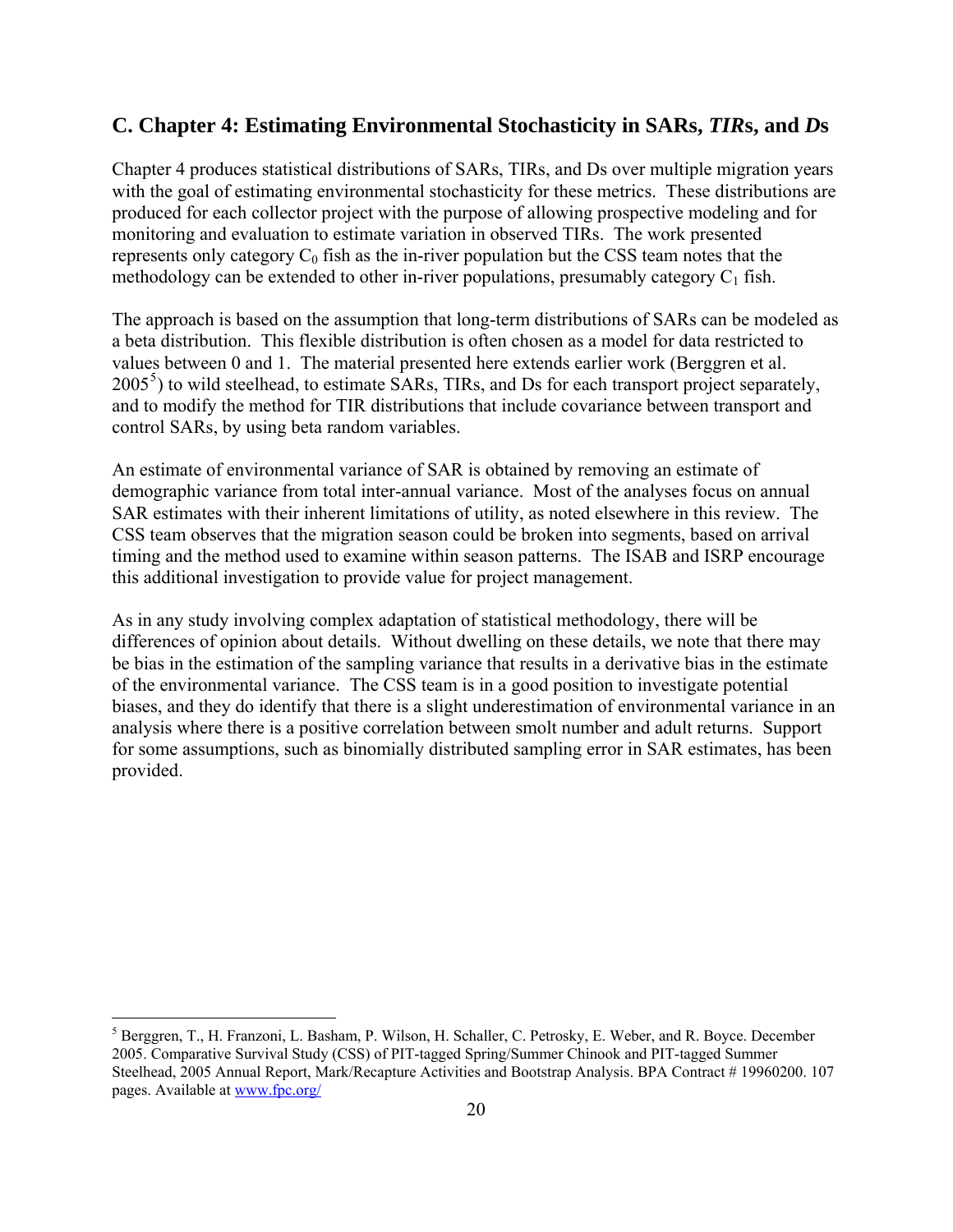## C. Chapter 4: Estimating Environmental Stochasticity in SARs, *TIR*s, and *D*s

Chapter 4 produces statistical distributions of SARs, TIRs, and Ds over multiple migration years with the goal of estimating environmental stochasticity for these metrics. These distributions are produced for each collector project with the purpose of allowing prospective modeling and for monitoring and evaluation to estimate variation in observed TIRs. The work presented represents only category $C_0$ fish as the in-river population but the CSS team notes that the methodology can be extended to other in-river populations, presumably category $C_1$ fish.

The approach is based on the assumption that long-term distributions of SARs can be modeled as a beta distribution. This flexible distribution is often chosen as a model for data restricted to values between 0 and 1. The material presented here extends earlier work (Berggren et al. 2005[5]) to wild steelhead, to estimate SARs, TIRs, and Ds for each transport project separately, and to modify the method for TIR distributions that include covariance between transport and control SARs, by using beta random variables.

An estimate of environmental variance of SAR is obtained by removing an estimate of demographic variance from total inter-annual variance. Most of the analyses focus on annual SAR estimates with their inherent limitations of utility, as noted elsewhere in this review. The CSS team observes that the migration season could be broken into segments, based on arrival timing and the method used to examine within season patterns. The ISAB and ISRP encourage this additional investigation to provide value for project management.

As in any study involving complex adaptation of statistical methodology, there will be differences of opinion about details. Without dwelling on these details, we note that there may be bias in the estimation of the sampling variance that results in a derivative bias in the estimate of the environmental variance. The CSS team is in a good position to investigate potential biases, and they do identify that there is a slight underestimation of environmental variance in an analysis where there is a positive correlation between smolt number and adult returns. Support for some assumptions, such as binomially distributed sampling error in SAR estimates, has been provided.

---

[5] Berggren, T., H. Franzoni, L. Basham, P. Wilson, H. Schaller, C. Petrosky, E. Weber, and R. Boyce. December 2005. Comparative Survival Study (CSS) of PIT-tagged Spring/Summer Chinook and PIT-tagged Summer Steelhead, 2005 Annual Report, Mark/Recapture Activities and Bootstrap Analysis. BPA Contract # 19960200. 107 pages. Available at www.fpc.org/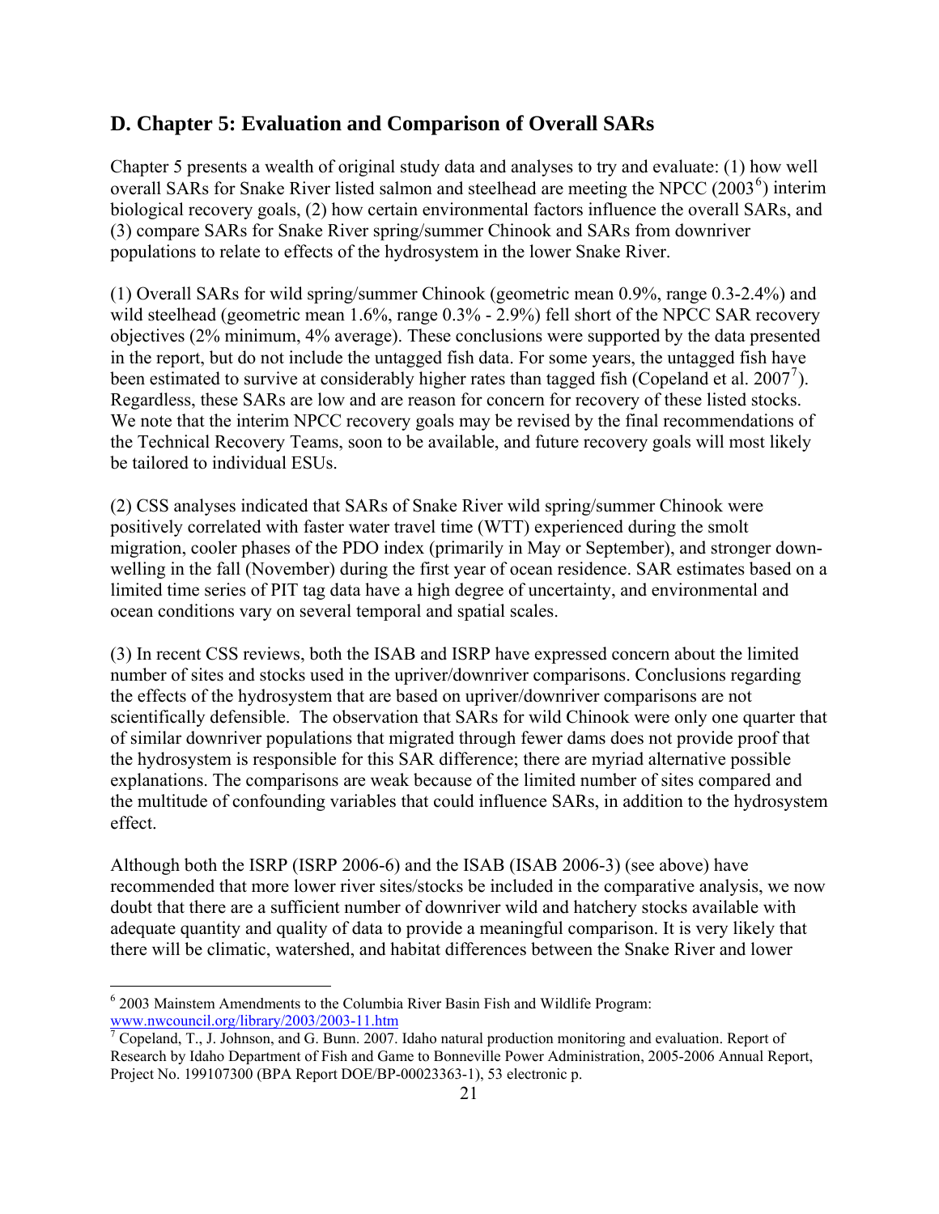## D. Chapter 5: Evaluation and Comparison of Overall SARs

Chapter 5 presents a wealth of original study data and analyses to try and evaluate: (1) how well overall SARs for Snake River listed salmon and steelhead are meeting the NPCC (2003[6]) interim biological recovery goals, (2) how certain environmental factors influence the overall SARs, and (3) compare SARs for Snake River spring/summer Chinook and SARs from downriver populations to relate to effects of the hydrosystem in the lower Snake River.

(1) Overall SARs for wild spring/summer Chinook (geometric mean 0.9%, range 0.3-2.4%) and wild steelhead (geometric mean 1.6%, range 0.3% - 2.9%) fell short of the NPCC SAR recovery objectives (2% minimum, 4% average). These conclusions were supported by the data presented in the report, but do not include the untagged fish data. For some years, the untagged fish have been estimated to survive at considerably higher rates than tagged fish (Copeland et al. 2007[7]). Regardless, these SARs are low and are reason for concern for recovery of these listed stocks. We note that the interim NPCC recovery goals may be revised by the final recommendations of the Technical Recovery Teams, soon to be available, and future recovery goals will most likely be tailored to individual ESUs.

(2) CSS analyses indicated that SARs of Snake River wild spring/summer Chinook were positively correlated with faster water travel time (WTT) experienced during the smolt migration, cooler phases of the PDO index (primarily in May or September), and stronger down-welling in the fall (November) during the first year of ocean residence. SAR estimates based on a limited time series of PIT tag data have a high degree of uncertainty, and environmental and ocean conditions vary on several temporal and spatial scales.

(3) In recent CSS reviews, both the ISAB and ISRP have expressed concern about the limited number of sites and stocks used in the upriver/downriver comparisons. Conclusions regarding the effects of the hydrosystem that are based on upriver/downriver comparisons are not scientifically defensible. The observation that SARs for wild Chinook were only one quarter that of similar downriver populations that migrated through fewer dams does not provide proof that the hydrosystem is responsible for this SAR difference; there are myriad alternative possible explanations. The comparisons are weak because of the limited number of sites compared and the multitude of confounding variables that could influence SARs, in addition to the hydrosystem effect.

Although both the ISRP (ISRP 2006-6) and the ISAB (ISAB 2006-3) (see above) have recommended that more lower river sites/stocks be included in the comparative analysis, we now doubt that there are a sufficient number of downriver wild and hatchery stocks available with adequate quantity and quality of data to provide a meaningful comparison. It is very likely that there will be climatic, watershed, and habitat differences between the Snake River and lower

---

[6] 2003 Mainstem Amendments to the Columbia River Basin Fish and Wildlife Program: www.nwcouncil.org/library/2003/2003-11.htm

[7] Copeland, T., J. Johnson, and G. Bunn. 2007. Idaho natural production monitoring and evaluation. Report of Research by Idaho Department of Fish and Game to Bonneville Power Administration, 2005-2006 Annual Report, Project No. 199107300 (BPA Report DOE/BP-00023363-1), 53 electronic p.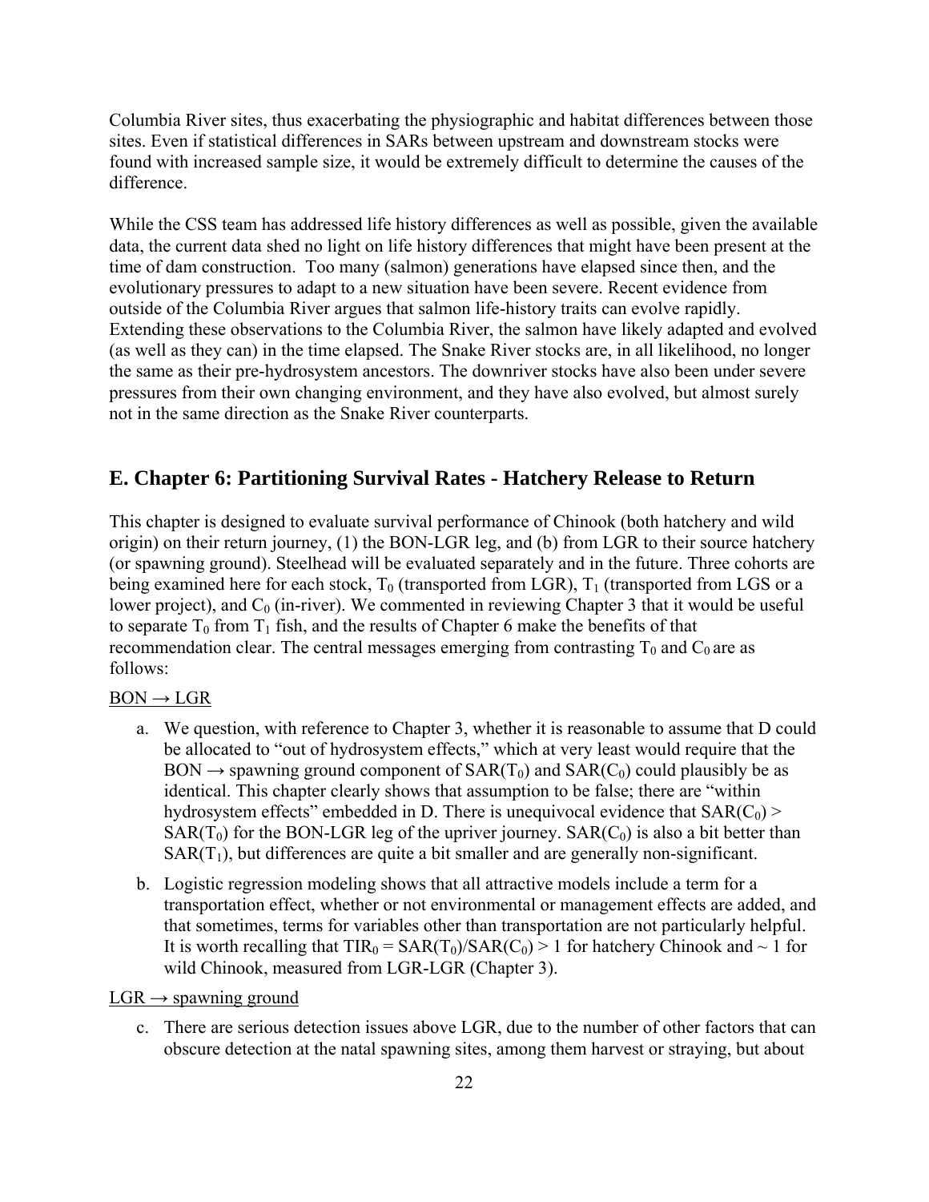Columbia River sites, thus exacerbating the physiographic and habitat differences between those sites. Even if statistical differences in SARs between upstream and downstream stocks were found with increased sample size, it would be extremely difficult to determine the causes of the difference.

While the CSS team has addressed life history differences as well as possible, given the available data, the current data shed no light on life history differences that might have been present at the time of dam construction. Too many (salmon) generations have elapsed since then, and the evolutionary pressures to adapt to a new situation have been severe. Recent evidence from outside of the Columbia River argues that salmon life-history traits can evolve rapidly. Extending these observations to the Columbia River, the salmon have likely adapted and evolved (as well as they can) in the time elapsed. The Snake River stocks are, in all likelihood, no longer the same as their pre-hydrosystem ancestors. The downriver stocks have also been under severe pressures from their own changing environment, and they have also evolved, but almost surely not in the same direction as the Snake River counterparts.

## E. Chapter 6: Partitioning Survival Rates - Hatchery Release to Return

This chapter is designed to evaluate survival performance of Chinook (both hatchery and wild origin) on their return journey, (1) the BON-LGR leg, and (b) from LGR to their source hatchery (or spawning ground). Steelhead will be evaluated separately and in the future. Three cohorts are being examined here for each stock, $T_0$ (transported from LGR), $T_1$ (transported from LGS or a lower project), and $C_0$ (in-river). We commented in reviewing Chapter 3 that it would be useful to separate $T_0$ from $T_1$ fish, and the results of Chapter 6 make the benefits of that recommendation clear. The central messages emerging from contrasting $T_0$ and $C_0$ are as follows:

BON → LGR

a. We question, with reference to Chapter 3, whether it is reasonable to assume that D could be allocated to "out of hydrosystem effects," which at very least would require that the BON → spawning ground component of $SAR(T_0)$ and $SAR(C_0)$ could plausibly be as identical. This chapter clearly shows that assumption to be false; there are "within hydrosystem effects" embedded in D. There is unequivocal evidence that $SAR(C_0) > SAR(T_0)$ for the BON-LGR leg of the upriver journey. $SAR(C_0)$ is also a bit better than $SAR(T_1)$, but differences are quite a bit smaller and are generally non-significant.

b. Logistic regression modeling shows that all attractive models include a term for a transportation effect, whether or not environmental or management effects are added, and that sometimes, terms for variables other than transportation are not particularly helpful. It is worth recalling that $TIR_0 = SAR(T_0)/SAR(C_0) > 1$ for hatchery Chinook and ~ 1 for wild Chinook, measured from LGR-LGR (Chapter 3).

LGR → spawning ground

c. There are serious detection issues above LGR, due to the number of other factors that can obscure detection at the natal spawning sites, among them harvest or straying, but about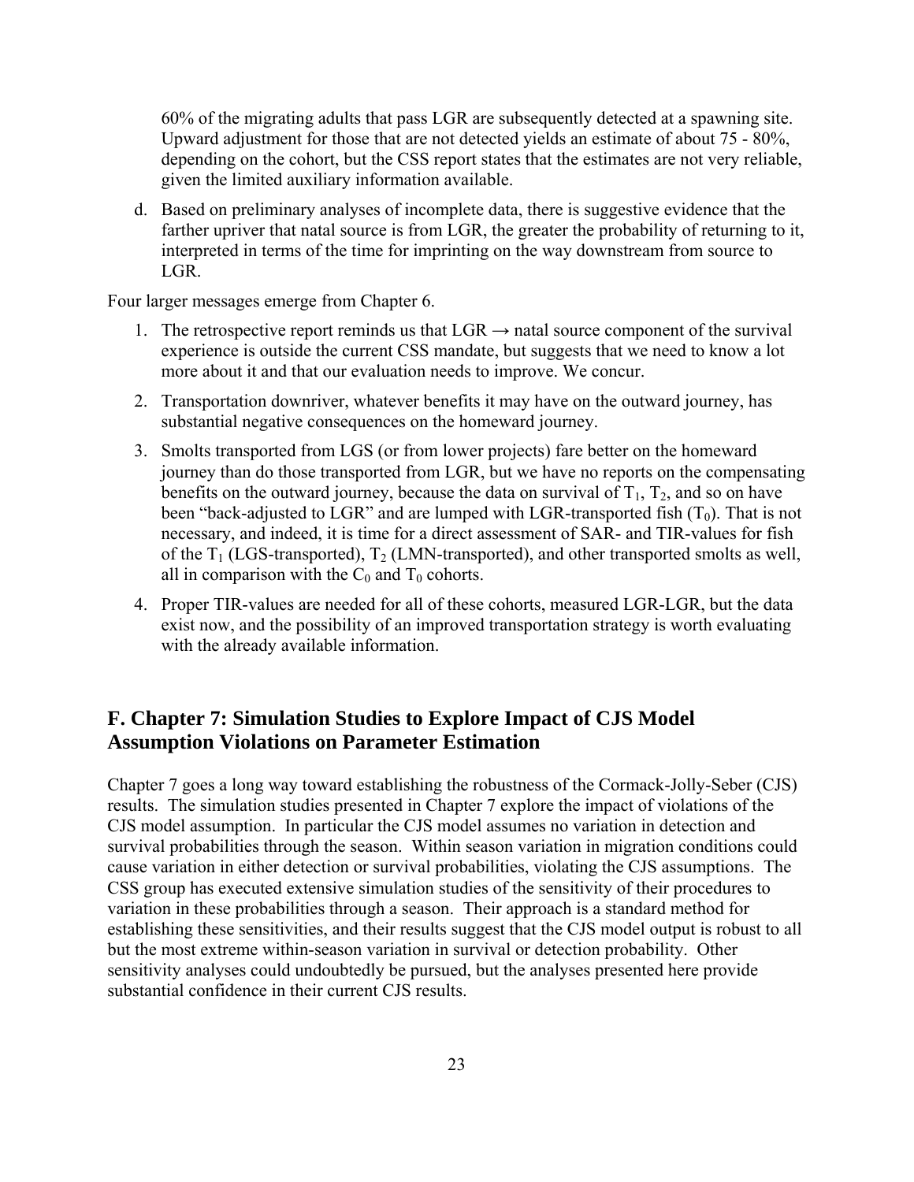60% of the migrating adults that pass LGR are subsequently detected at a spawning site. Upward adjustment for those that are not detected yields an estimate of about 75 - 80%, depending on the cohort, but the CSS report states that the estimates are not very reliable, given the limited auxiliary information available.

d. Based on preliminary analyses of incomplete data, there is suggestive evidence that the farther upriver that natal source is from LGR, the greater the probability of returning to it, interpreted in terms of the time for imprinting on the way downstream from source to LGR.

Four larger messages emerge from Chapter 6.

1. The retrospective report reminds us that LGR → natal source component of the survival experience is outside the current CSS mandate, but suggests that we need to know a lot more about it and that our evaluation needs to improve. We concur.
2. Transportation downriver, whatever benefits it may have on the outward journey, has substantial negative consequences on the homeward journey.
3. Smolts transported from LGS (or from lower projects) fare better on the homeward journey than do those transported from LGR, but we have no reports on the compensating benefits on the outward journey, because the data on survival of $T_1$, $T_2$, and so on have been "back-adjusted to LGR" and are lumped with LGR-transported fish ($T_0$). That is not necessary, and indeed, it is time for a direct assessment of SAR- and TIR-values for fish of the $T_1$ (LGS-transported), $T_2$ (LMN-transported), and other transported smolts as well, all in comparison with the $C_0$ and $T_0$ cohorts.
4. Proper TIR-values are needed for all of these cohorts, measured LGR-LGR, but the data exist now, and the possibility of an improved transportation strategy is worth evaluating with the already available information.

## F. Chapter 7: Simulation Studies to Explore Impact of CJS Model Assumption Violations on Parameter Estimation

Chapter 7 goes a long way toward establishing the robustness of the Cormack-Jolly-Seber (CJS) results. The simulation studies presented in Chapter 7 explore the impact of violations of the CJS model assumption. In particular the CJS model assumes no variation in detection and survival probabilities through the season. Within season variation in migration conditions could cause variation in either detection or survival probabilities, violating the CJS assumptions. The CSS group has executed extensive simulation studies of the sensitivity of their procedures to variation in these probabilities through a season. Their approach is a standard method for establishing these sensitivities, and their results suggest that the CJS model output is robust to all but the most extreme within-season variation in survival or detection probability. Other sensitivity analyses could undoubtedly be pursued, but the analyses presented here provide substantial confidence in their current CJS results.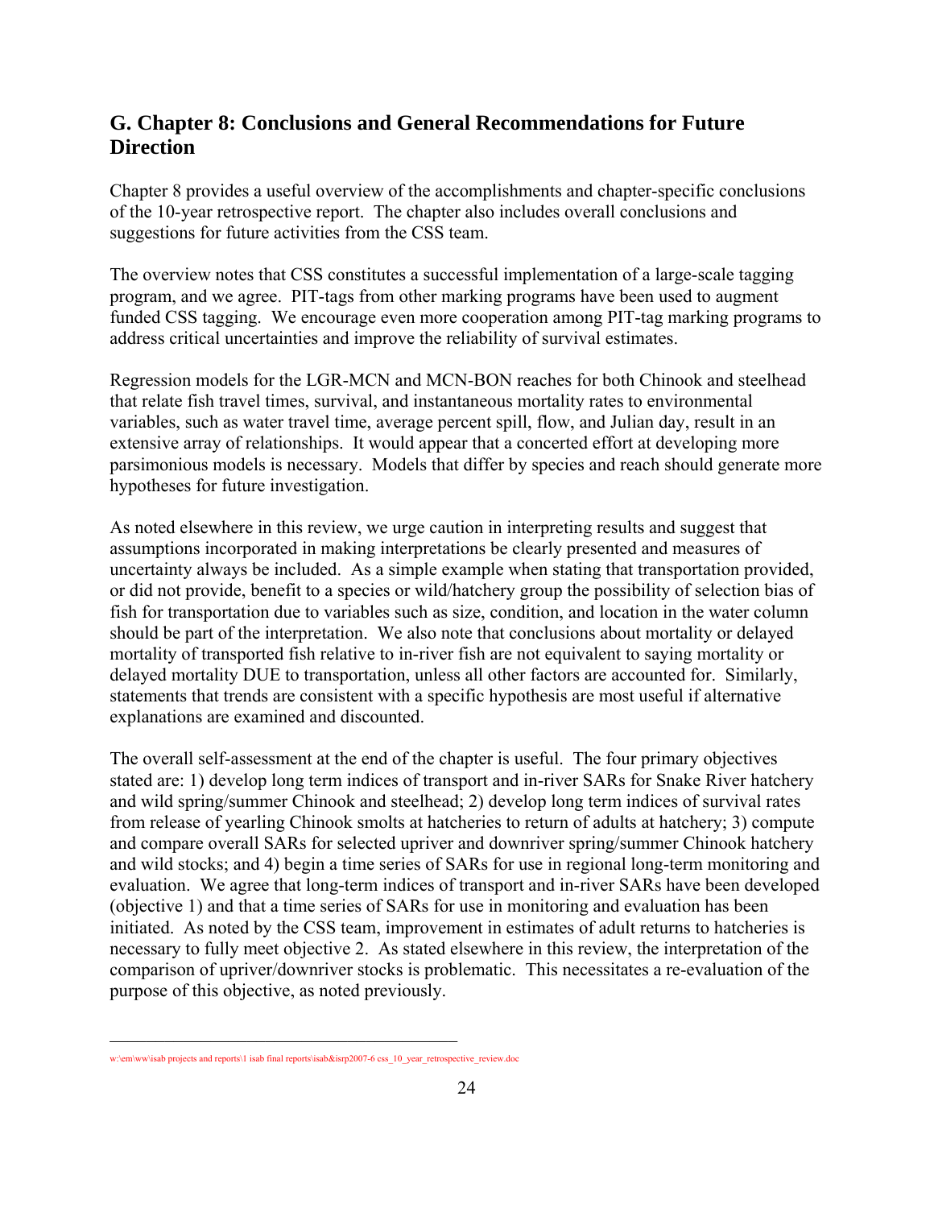## G. Chapter 8: Conclusions and General Recommendations for Future Direction

Chapter 8 provides a useful overview of the accomplishments and chapter-specific conclusions of the 10-year retrospective report. The chapter also includes overall conclusions and suggestions for future activities from the CSS team.

The overview notes that CSS constitutes a successful implementation of a large-scale tagging program, and we agree. PIT-tags from other marking programs have been used to augment funded CSS tagging. We encourage even more cooperation among PIT-tag marking programs to address critical uncertainties and improve the reliability of survival estimates.

Regression models for the LGR-MCN and MCN-BON reaches for both Chinook and steelhead that relate fish travel times, survival, and instantaneous mortality rates to environmental variables, such as water travel time, average percent spill, flow, and Julian day, result in an extensive array of relationships. It would appear that a concerted effort at developing more parsimonious models is necessary. Models that differ by species and reach should generate more hypotheses for future investigation.

As noted elsewhere in this review, we urge caution in interpreting results and suggest that assumptions incorporated in making interpretations be clearly presented and measures of uncertainty always be included. As a simple example when stating that transportation provided, or did not provide, benefit to a species or wild/hatchery group the possibility of selection bias of fish for transportation due to variables such as size, condition, and location in the water column should be part of the interpretation. We also note that conclusions about mortality or delayed mortality of transported fish relative to in-river fish are not equivalent to saying mortality or delayed mortality DUE to transportation, unless all other factors are accounted for. Similarly, statements that trends are consistent with a specific hypothesis are most useful if alternative explanations are examined and discounted.

The overall self-assessment at the end of the chapter is useful. The four primary objectives stated are: 1) develop long term indices of transport and in-river SARs for Snake River hatchery and wild spring/summer Chinook and steelhead; 2) develop long term indices of survival rates from release of yearling Chinook smolts at hatcheries to return of adults at hatchery; 3) compute and compare overall SARs for selected upriver and downriver spring/summer Chinook hatchery and wild stocks; and 4) begin a time series of SARs for use in regional long-term monitoring and evaluation. We agree that long-term indices of transport and in-river SARs have been developed (objective 1) and that a time series of SARs for use in monitoring and evaluation has been initiated. As noted by the CSS team, improvement in estimates of adult returns to hatcheries is necessary to fully meet objective 2. As stated elsewhere in this review, the interpretation of the comparison of upriver/downriver stocks is problematic. This necessitates a re-evaluation of the purpose of this objective, as noted previously.